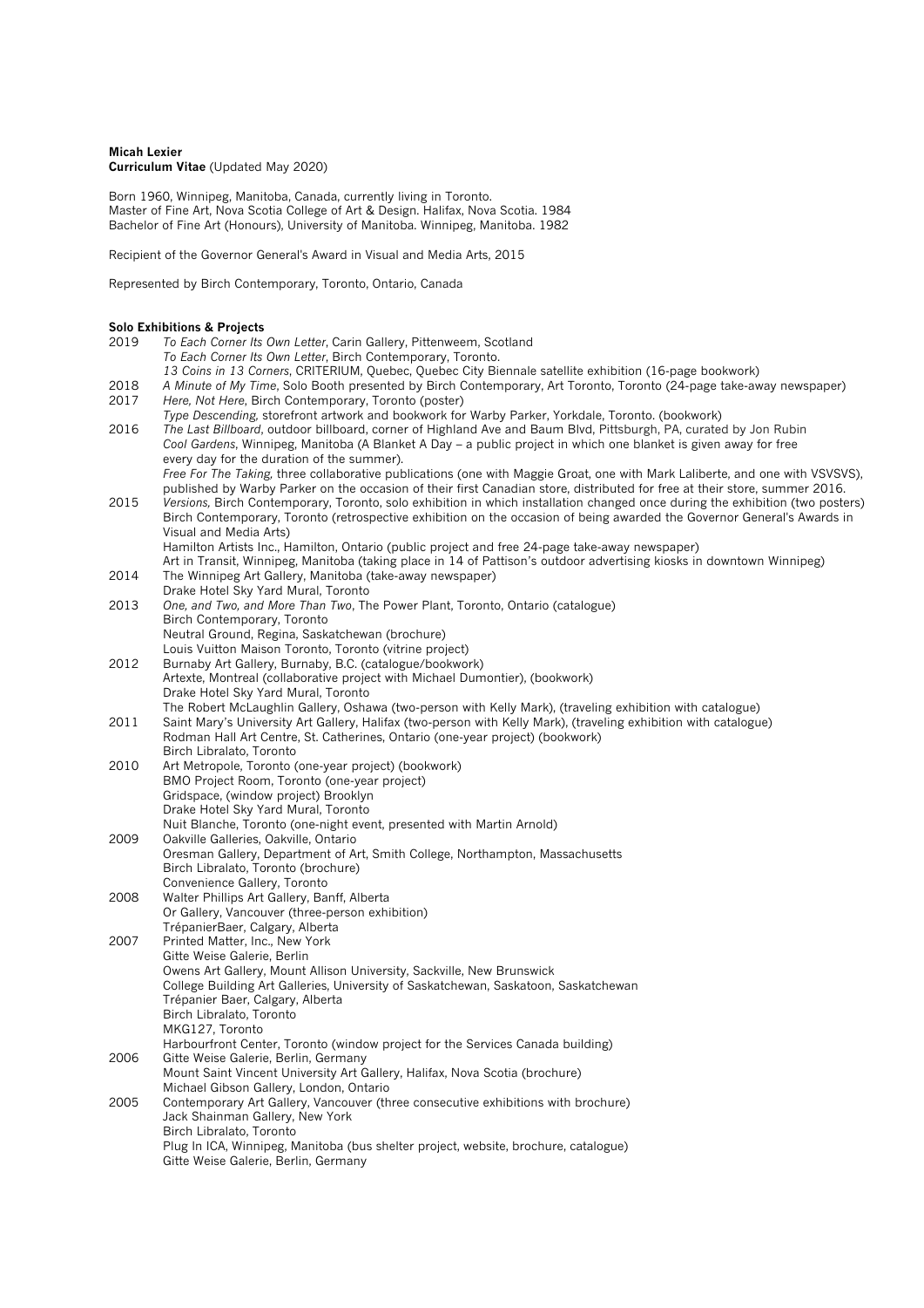**Micah Lexier**
**Curriculum Vitae** (Updated May 2020)

Born 1960, Winnipeg, Manitoba, Canada, currently living in Toronto.
Master of Fine Art, Nova Scotia College of Art & Design. Halifax, Nova Scotia. 1984
Bachelor of Fine Art (Honours), University of Manitoba. Winnipeg, Manitoba. 1982

Recipient of the Governor General's Award in Visual and Media Arts, 2015

Represented by Birch Contemporary, Toronto, Ontario, Canada

**Solo Exhibitions & Projects**

2019
- *To Each Corner Its Own Letter*, Carin Gallery, Pittenweem, Scotland
- *To Each Corner Its Own Letter*, Birch Contemporary, Toronto.
- *13 Coins in 13 Corners*, CRITERIUM, Quebec, Quebec City Biennale satellite exhibition (16-page bookwork)

2018
- *A Minute of My Time*, Solo Booth presented by Birch Contemporary, Art Toronto, Toronto (24-page take-away newspaper)

2017
- *Here, Not Here*, Birch Contemporary, Toronto (poster)
- *Type Descending,* storefront artwork and bookwork for Warby Parker, Yorkdale, Toronto. (bookwork)

2016
- *The Last Billboard*, outdoor billboard, corner of Highland Ave and Baum Blvd, Pittsburgh, PA, curated by Jon Rubin
- *Cool Gardens*, Winnipeg, Manitoba (A Blanket A Day – a public project in which one blanket is given away for free every day for the duration of the summer).
- *Free For The Taking,* three collaborative publications (one with Maggie Groat, one with Mark Laliberte, and one with VSVSVS), published by Warby Parker on the occasion of their first Canadian store, distributed for free at their store, summer 2016.

2015
- *Versions,* Birch Contemporary, Toronto, solo exhibition in which installation changed once during the exhibition (two posters)
- Birch Contemporary, Toronto (retrospective exhibition on the occasion of being awarded the Governor General's Awards in Visual and Media Arts)
- Hamilton Artists Inc., Hamilton, Ontario (public project and free 24-page take-away newspaper)
- Art in Transit, Winnipeg, Manitoba (taking place in 14 of Pattison's outdoor advertising kiosks in downtown Winnipeg)

2014
- The Winnipeg Art Gallery, Manitoba (take-away newspaper)
- Drake Hotel Sky Yard Mural, Toronto

2013
- *One, and Two, and More Than Two*, The Power Plant, Toronto, Ontario (catalogue)
- Birch Contemporary, Toronto
- Neutral Ground, Regina, Saskatchewan (brochure)
- Louis Vuitton Maison Toronto, Toronto (vitrine project)

2012
- Burnaby Art Gallery, Burnaby, B.C. (catalogue/bookwork)
- Artexte, Montreal (collaborative project with Michael Dumontier), (bookwork)
- Drake Hotel Sky Yard Mural, Toronto
- The Robert McLaughlin Gallery, Oshawa (two-person with Kelly Mark), (traveling exhibition with catalogue)

2011
- Saint Mary's University Art Gallery, Halifax (two-person with Kelly Mark), (traveling exhibition with catalogue)
- Rodman Hall Art Centre, St. Catherines, Ontario (one-year project) (bookwork)
- Birch Libralato, Toronto

2010
- Art Metropole, Toronto (one-year project) (bookwork)
- BMO Project Room, Toronto (one-year project)
- Gridspace, (window project) Brooklyn
- Drake Hotel Sky Yard Mural, Toronto
- Nuit Blanche, Toronto (one-night event, presented with Martin Arnold)

2009
- Oakville Galleries, Oakville, Ontario
- Oresman Gallery, Department of Art, Smith College, Northampton, Massachusetts
- Birch Libralato, Toronto (brochure)
- Convenience Gallery, Toronto

2008
- Walter Phillips Art Gallery, Banff, Alberta
- Or Gallery, Vancouver (three-person exhibition)
- TrépanierBaer, Calgary, Alberta

2007
- Printed Matter, Inc., New York
- Gitte Weise Galerie, Berlin
- Owens Art Gallery, Mount Allison University, Sackville, New Brunswick
- College Building Art Galleries, University of Saskatchewan, Saskatoon, Saskatchewan
- Trépanier Baer, Calgary, Alberta
- Birch Libralato, Toronto
- MKG127, Toronto
- Harbourfront Center, Toronto (window project for the Services Canada building)

2006
- Gitte Weise Galerie, Berlin, Germany
- Mount Saint Vincent University Art Gallery, Halifax, Nova Scotia (brochure)
- Michael Gibson Gallery, London, Ontario

2005
- Contemporary Art Gallery, Vancouver (three consecutive exhibitions with brochure)
- Jack Shainman Gallery, New York
- Birch Libralato, Toronto
- Plug In ICA, Winnipeg, Manitoba (bus shelter project, website, brochure, catalogue)
- Gitte Weise Galerie, Berlin, Germany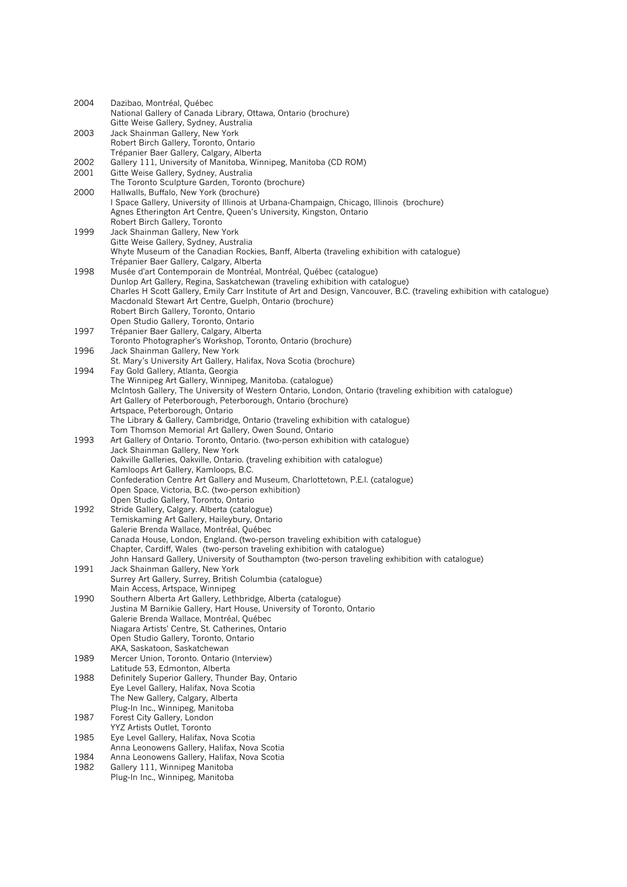2004 Dazibao, Montréal, Québec
National Gallery of Canada Library, Ottawa, Ontario (brochure)
Gitte Weise Gallery, Sydney, Australia

2003 Jack Shainman Gallery, New York
Robert Birch Gallery, Toronto, Ontario
Trépanier Baer Gallery, Calgary, Alberta

2002 Gallery 111, University of Manitoba, Winnipeg, Manitoba (CD ROM)

2001 Gitte Weise Gallery, Sydney, Australia
The Toronto Sculpture Garden, Toronto (brochure)

2000 Hallwalls, Buffalo, New York (brochure)
I Space Gallery, University of Illinois at Urbana-Champaign, Chicago, Illinois (brochure)
Agnes Etherington Art Centre, Queen's University, Kingston, Ontario
Robert Birch Gallery, Toronto

1999 Jack Shainman Gallery, New York
Gitte Weise Gallery, Sydney, Australia
Whyte Museum of the Canadian Rockies, Banff, Alberta (traveling exhibition with catalogue)
Trépanier Baer Gallery, Calgary, Alberta

1998 Musée d'art Contemporain de Montréal, Montréal, Québec (catalogue)
Dunlop Art Gallery, Regina, Saskatchewan (traveling exhibition with catalogue)
Charles H Scott Gallery, Emily Carr Institute of Art and Design, Vancouver, B.C. (traveling exhibition with catalogue)
Macdonald Stewart Art Centre, Guelph, Ontario (brochure)
Robert Birch Gallery, Toronto, Ontario
Open Studio Gallery, Toronto, Ontario

1997 Trépanier Baer Gallery, Calgary, Alberta
Toronto Photographer's Workshop, Toronto, Ontario (brochure)

1996 Jack Shainman Gallery, New York
St. Mary's University Art Gallery, Halifax, Nova Scotia (brochure)

1994 Fay Gold Gallery, Atlanta, Georgia
The Winnipeg Art Gallery, Winnipeg, Manitoba. (catalogue)
McIntosh Gallery, The University of Western Ontario, London, Ontario (traveling exhibition with catalogue)
Art Gallery of Peterborough, Peterborough, Ontario (brochure)
Artspace, Peterborough, Ontario
The Library & Gallery, Cambridge, Ontario (traveling exhibition with catalogue)
Tom Thomson Memorial Art Gallery, Owen Sound, Ontario

1993 Art Gallery of Ontario. Toronto, Ontario. (two-person exhibition with catalogue)
Jack Shainman Gallery, New York
Oakville Galleries, Oakville, Ontario. (traveling exhibition with catalogue)
Kamloops Art Gallery, Kamloops, B.C.
Confederation Centre Art Gallery and Museum, Charlottetown, P.E.I. (catalogue)
Open Space, Victoria, B.C. (two-person exhibition)
Open Studio Gallery, Toronto, Ontario

1992 Stride Gallery, Calgary. Alberta (catalogue)
Temiskaming Art Gallery, Haileybury, Ontario
Galerie Brenda Wallace, Montréal, Québec
Canada House, London, England. (two-person traveling exhibition with catalogue)
Chapter, Cardiff, Wales (two-person traveling exhibition with catalogue)
John Hansard Gallery, University of Southampton (two-person traveling exhibition with catalogue)

1991 Jack Shainman Gallery, New York
Surrey Art Gallery, Surrey, British Columbia (catalogue)
Main Access, Artspace, Winnipeg

1990 Southern Alberta Art Gallery, Lethbridge, Alberta (catalogue)
Justina M Barnikie Gallery, Hart House, University of Toronto, Ontario
Galerie Brenda Wallace, Montréal, Québec
Niagara Artists' Centre, St. Catherines, Ontario
Open Studio Gallery, Toronto, Ontario
AKA, Saskatoon, Saskatchewan

1989 Mercer Union, Toronto. Ontario (Interview)
Latitude 53, Edmonton, Alberta

1988 Definitely Superior Gallery, Thunder Bay, Ontario
Eye Level Gallery, Halifax, Nova Scotia
The New Gallery, Calgary, Alberta
Plug-In Inc., Winnipeg, Manitoba

1987 Forest City Gallery, London
YYZ Artists Outlet, Toronto

1985 Eye Level Gallery, Halifax, Nova Scotia
Anna Leonowens Gallery, Halifax, Nova Scotia

1984 Anna Leonowens Gallery, Halifax, Nova Scotia

1982 Gallery 111, Winnipeg Manitoba
Plug-In Inc., Winnipeg, Manitoba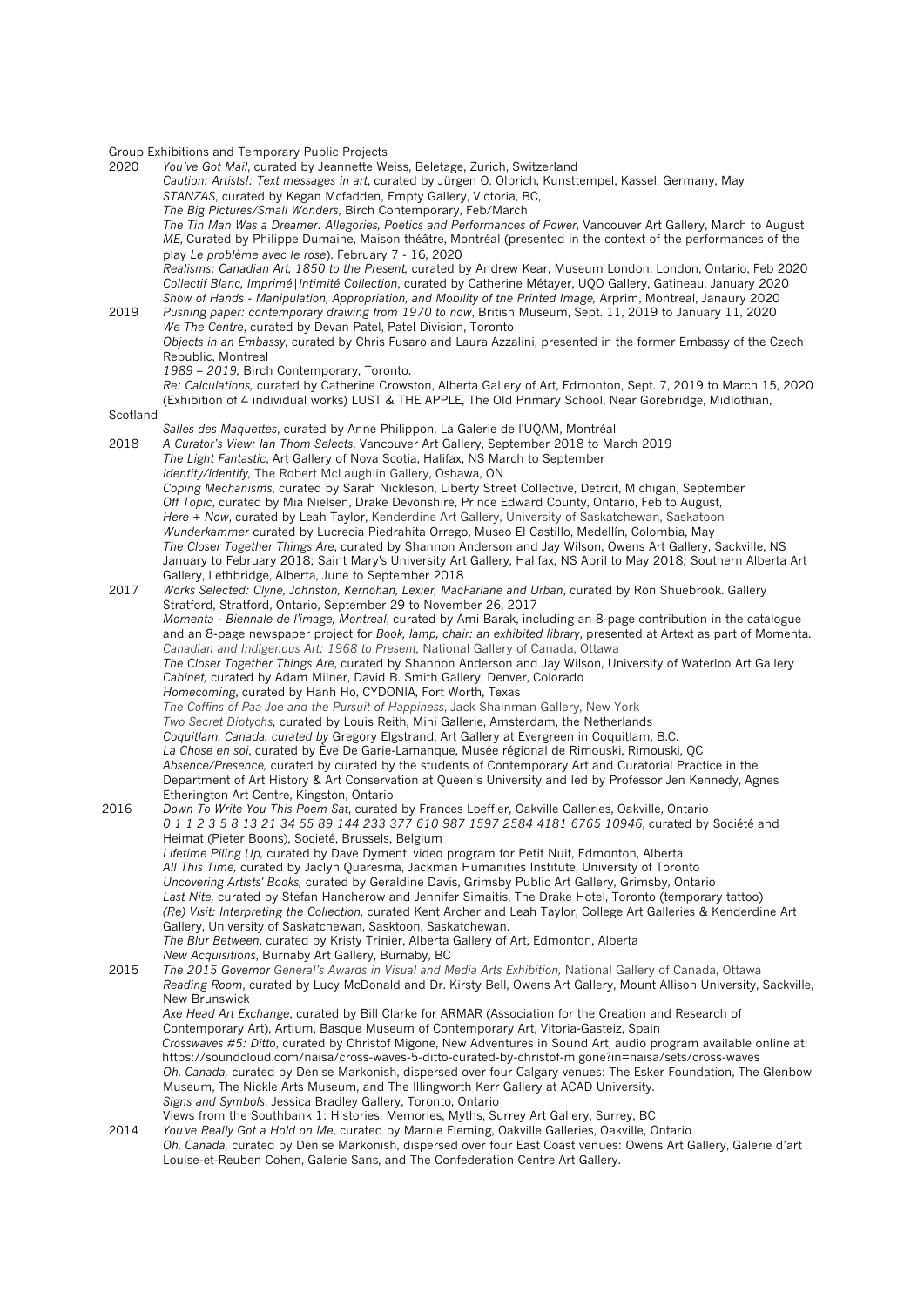Group Exhibitions and Temporary Public Projects

2020 *You've Got Mail*, curated by Jeannette Weiss, Beletage, Zurich, Switzerland
*Caution: Artists!: Text messages in art*, curated by Jürgen O. Olbrich, Kunsttempel, Kassel, Germany, May
*STANZAS*, curated by Kegan Mcfadden, Empty Gallery, Victoria, BC,
*The Big Pictures/Small Wonders*, Birch Contemporary, Feb/March
*The Tin Man Was a Dreamer: Allegories, Poetics and Performances of Power*, Vancouver Art Gallery, March to August
*ME*, Curated by Philippe Dumaine, Maison théâtre, Montréal (presented in the context of the performances of the play *Le problème avec le rose*). February 7 - 16, 2020
*Realisms: Canadian Art, 1850 to the Present,* curated by Andrew Kear, Museum London, London, Ontario, Feb 2020
*Collectif Blanc, Imprimé|Intimité Collection*, curated by Catherine Métayer, UQO Gallery, Gatineau, January 2020
*Show of Hands - Manipulation, Appropriation, and Mobility of the Printed Image,* Arprim, Montreal, Janaury 2020

2019 *Pushing paper: contemporary drawing from 1970 to now*, British Museum, Sept. 11, 2019 to January 11, 2020
*We The Centre*, curated by Devan Patel, Patel Division, Toronto
*Objects in an Embassy*, curated by Chris Fusaro and Laura Azzalini, presented in the former Embassy of the Czech Republic, Montreal
*1989 – 2019,* Birch Contemporary, Toronto.
*Re: Calculations,* curated by Catherine Crowston, Alberta Gallery of Art, Edmonton, Sept. 7, 2019 to March 15, 2020
(Exhibition of 4 individual works) LUST & THE APPLE, The Old Primary School, Near Gorebridge, Midlothian, Scotland
*Salles des Maquettes*, curated by Anne Philippon, La Galerie de l'UQAM, Montréal

2018 *A Curator's View: Ian Thom Selects*, Vancouver Art Gallery, September 2018 to March 2019
*The Light Fantastic*, Art Gallery of Nova Scotia, Halifax, NS March to September
*Identity/Identify,* The Robert McLaughlin Gallery, Oshawa, ON
*Coping Mechanisms*, curated by Sarah Nickleson, Liberty Street Collective, Detroit, Michigan, September
*Off Topic*, curated by Mia Nielsen, Drake Devonshire, Prince Edward County, Ontario, Feb to August,
*Here + Now*, curated by Leah Taylor, Kenderdine Art Gallery, University of Saskatchewan, Saskatoon
*Wunderkammer* curated by Lucrecia Piedrahita Orrego, Museo El Castillo, Medellín, Colombia, May
*The Closer Together Things Are*, curated by Shannon Anderson and Jay Wilson, Owens Art Gallery, Sackville, NS January to February 2018; Saint Mary's University Art Gallery, Halifax, NS April to May 2018*;* Southern Alberta Art Gallery, Lethbridge, Alberta, June to September 2018

2017 *Works Selected: Clyne, Johnston, Kernohan, Lexier, MacFarlane and Urban*, curated by Ron Shuebrook. Gallery Stratford, Stratford, Ontario, September 29 to November 26, 2017
*Momenta - Biennale de l'image, Montreal*, curated by Ami Barak, including an 8-page contribution in the catalogue and an 8-page newspaper project for *Book, lamp, chair: an exhibited library*, presented at Artext as part of Momenta.
*Canadian and Indigenous Art: 1968 to Present,* National Gallery of Canada, Ottawa
*The Closer Together Things Are*, curated by Shannon Anderson and Jay Wilson, University of Waterloo Art Gallery
*Cabinet,* curated by Adam Milner, David B. Smith Gallery, Denver, Colorado
*Homecoming*, curated by Hanh Ho, CYDONIA, Fort Worth, Texas
*The Coffins of Paa Joe and the Pursuit of Happiness*, Jack Shainman Gallery, New York
*Two Secret Diptychs,* curated by Louis Reith, Mini Gallerie, Amsterdam, the Netherlands
*Coquitlam, Canada, curated by* Gregory Elgstrand, Art Gallery at Evergreen in Coquitlam, B.C.
*La Chose en soi*, curated by Éve De Garie-Lamanque, Musée régional de Rimouski, Rimouski, QC
*Absence/Presence,* curated by curated by the students of Contemporary Art and Curatorial Practice in the Department of Art History & Art Conservation at Queen's University and led by Professor Jen Kennedy, Agnes Etherington Art Centre, Kingston, Ontario

2016 *Down To Write You This Poem Sat*, curated by Frances Loeffler, Oakville Galleries, Oakville, Ontario
*0 1 1 2 3 5 8 13 21 34 55 89 144 233 377 610 987 1597 2584 4181 6765 10946*, curated by Société and Heimat (Pieter Boons), Societé, Brussels, Belgium
*Lifetime Piling Up,* curated by Dave Dyment, video program for Petit Nuit, Edmonton, Alberta
*All This Time,* curated by Jaclyn Quaresma, Jackman Humanities Institute, University of Toronto
*Uncovering Artists' Books,* curated by Geraldine Davis, Grimsby Public Art Gallery, Grimsby, Ontario
*Last Nite,* curated by Stefan Hancherow and Jennifer Simaitis, The Drake Hotel, Toronto (temporary tattoo)
*(Re) Visit: Interpreting the Collection,* curated Kent Archer and Leah Taylor, College Art Galleries & Kenderdine Art Gallery, University of Saskatchewan, Sasktoon, Saskatchewan.
*The Blur Between*, curated by Kristy Trinier, Alberta Gallery of Art, Edmonton, Alberta
*New Acquisitions*, Burnaby Art Gallery, Burnaby, BC

2015 *The 2015 Governor General's Awards in Visual and Media Arts Exhibition,* National Gallery of Canada, Ottawa
*Reading Room*, curated by Lucy McDonald and Dr. Kirsty Bell, Owens Art Gallery, Mount Allison University, Sackville, New Brunswick
*Axe Head Art Exchange*, curated by Bill Clarke for ARMAR (Association for the Creation and Research of Contemporary Art), Artium, Basque Museum of Contemporary Art, Vitoria-Gasteiz, Spain
*Crosswaves #5: Ditto*, curated by Christof Migone, New Adventures in Sound Art, audio program available online at: https://soundcloud.com/naisa/cross-waves-5-ditto-curated-by-christof-migone?in=naisa/sets/cross-waves
*Oh, Canada,* curated by Denise Markonish, dispersed over four Calgary venues: The Esker Foundation, The Glenbow Museum, The Nickle Arts Museum, and The Illingworth Kerr Gallery at ACAD University.
*Signs and Symbols*, Jessica Bradley Gallery, Toronto, Ontario
Views from the Southbank 1: Histories, Memories, Myths, Surrey Art Gallery, Surrey, BC

2014 *You've Really Got a Hold on Me,* curated by Marnie Fleming, Oakville Galleries, Oakville, Ontario
*Oh, Canada,* curated by Denise Markonish, dispersed over four East Coast venues: Owens Art Gallery, Galerie d'art Louise-et-Reuben Cohen, Galerie Sans, and The Confederation Centre Art Gallery.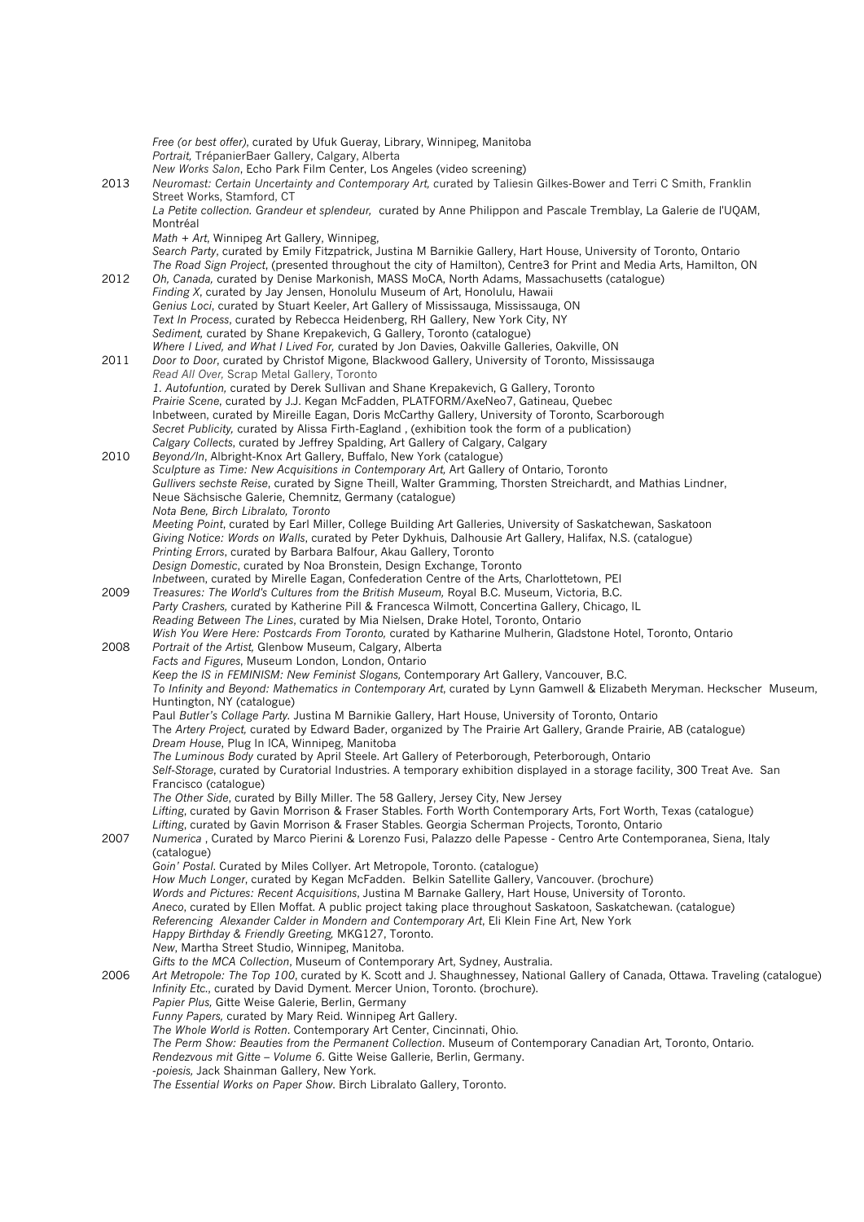*Free (or best offer)*, curated by Ufuk Gueray, Library, Winnipeg, Manitoba
*Portrait,* TrépanierBaer Gallery, Calgary, Alberta
*New Works Salon*, Echo Park Film Center, Los Angeles (video screening)

2013 *Neuromast: Certain Uncertainty and Contemporary Art,* curated by Taliesin Gilkes-Bower and Terri C Smith, Franklin Street Works, Stamford, CT
*La Petite collection. Grandeur et splendeur,* curated by Anne Philippon and Pascale Tremblay, La Galerie de l'UQAM, Montréal
*Math + Art,* Winnipeg Art Gallery, Winnipeg,
*Search Party,* curated by Emily Fitzpatrick, Justina M Barnikie Gallery, Hart House, University of Toronto, Ontario
*The Road Sign Project*, (presented throughout the city of Hamilton), Centre3 for Print and Media Arts, Hamilton, ON

2012 *Oh, Canada,* curated by Denise Markonish, MASS MoCA, North Adams, Massachusetts (catalogue)
*Finding X*, curated by Jay Jensen, Honolulu Museum of Art, Honolulu, Hawaii
*Genius Loci*, curated by Stuart Keeler, Art Gallery of Mississauga, Mississauga, ON
*Text In Process*, curated by Rebecca Heidenberg, RH Gallery, New York City, NY
*Sediment,* curated by Shane Krepakevich, G Gallery, Toronto (catalogue)
*Where I Lived, and What I Lived For,* curated by Jon Davies, Oakville Galleries, Oakville, ON

2011 *Door to Door*, curated by Christof Migone, Blackwood Gallery, University of Toronto, Mississauga
*Read All Over,* Scrap Metal Gallery, Toronto
*1. Autofuntion,* curated by Derek Sullivan and Shane Krepakevich, G Gallery, Toronto
*Prairie Scene*, curated by J.J. Kegan McFadden, PLATFORM/AxeNeo7, Gatineau, Quebec
Inbetween, curated by Mireille Eagan, Doris McCarthy Gallery, University of Toronto, Scarborough
*Secret Publicity,* curated by Alissa Firth-Eagland , (exhibition took the form of a publication)
*Calgary Collects*, curated by Jeffrey Spalding, Art Gallery of Calgary, Calgary

2010 *Beyond/In*, Albright-Knox Art Gallery, Buffalo, New York (catalogue)
*Sculpture as Time: New Acquisitions in Contemporary Art,* Art Gallery of Ontario, Toronto
*Gullivers sechste Reise*, curated by Signe Theill, Walter Gramming, Thorsten Streichardt, and Mathias Lindner, Neue Sächsische Galerie, Chemnitz, Germany (catalogue)
*Nota Bene, Birch Libralato, Toronto*
*Meeting Point*, curated by Earl Miller, College Building Art Galleries, University of Saskatchewan, Saskatoon
*Giving Notice: Words on Walls*, curated by Peter Dykhuis, Dalhousie Art Gallery, Halifax, N.S. (catalogue)
*Printing Errors*, curated by Barbara Balfour, Akau Gallery, Toronto
*Design Domestic*, curated by Noa Bronstein, Design Exchange, Toronto
*Inbetween*, curated by Mirelle Eagan, Confederation Centre of the Arts, Charlottetown, PEI

2009 *Treasures: The World's Cultures from the British Museum,* Royal B.C. Museum, Victoria, B.C.
*Party Crashers,* curated by Katherine Pill & Francesca Wilmott, Concertina Gallery, Chicago, IL
*Reading Between The Lines*, curated by Mia Nielsen, Drake Hotel, Toronto, Ontario
*Wish You Were Here: Postcards From Toronto,* curated by Katharine Mulherin, Gladstone Hotel, Toronto, Ontario

2008 *Portrait of the Artist,* Glenbow Museum, Calgary, Alberta
*Facts and Figures*, Museum London, London, Ontario
*Keep the IS in FEMINISM: New Feminist Slogans,* Contemporary Art Gallery, Vancouver, B.C.
*To Infinity and Beyond: Mathematics in Contemporary Art,* curated by Lynn Gamwell & Elizabeth Meryman. Heckscher Museum, Huntington, NY (catalogue)
Paul *Butler's Collage Party*. Justina M Barnikie Gallery, Hart House, University of Toronto, Ontario
The *Artery Project,* curated by Edward Bader, organized by The Prairie Art Gallery, Grande Prairie, AB (catalogue)
*Dream House*, Plug In ICA, Winnipeg, Manitoba
*The Luminous Body* curated by April Steele. Art Gallery of Peterborough, Peterborough, Ontario
*Self-Storage*, curated by Curatorial Industries. A temporary exhibition displayed in a storage facility, 300 Treat Ave. San Francisco (catalogue)
*The Other Side*, curated by Billy Miller. The 58 Gallery, Jersey City, New Jersey
*Lifting*, curated by Gavin Morrison & Fraser Stables. Forth Worth Contemporary Arts, Fort Worth, Texas (catalogue)
*Lifting*, curated by Gavin Morrison & Fraser Stables. Georgia Scherman Projects, Toronto, Ontario

2007 *Numerica* , Curated by Marco Pierini & Lorenzo Fusi, Palazzo delle Papesse - Centro Arte Contemporanea, Siena, Italy (catalogue)
*Goin' Postal*. Curated by Miles Collyer. Art Metropole, Toronto. (catalogue)
*How Much Longer*, curated by Kegan McFadden. Belkin Satellite Gallery, Vancouver. (brochure)
*Words and Pictures: Recent Acquisitions*, Justina M Barnake Gallery, Hart House, University of Toronto.
*Aneco*, curated by Ellen Moffat. A public project taking place throughout Saskatoon, Saskatchewan. (catalogue)
*Referencing Alexander Calder in Mondern and Contemporary Art*, Eli Klein Fine Art, New York
*Happy Birthday & Friendly Greeting,* MKG127, Toronto.
*New*, Martha Street Studio, Winnipeg, Manitoba.
*Gifts to the MCA Collection*, Museum of Contemporary Art, Sydney, Australia.

2006 *Art Metropole: The Top 100*, curated by K. Scott and J. Shaughnessey, National Gallery of Canada, Ottawa. Traveling (catalogue)
*Infinity Etc.*, curated by David Dyment. Mercer Union, Toronto. (brochure).
*Papier Plus,* Gitte Weise Galerie, Berlin, Germany
*Funny Papers,* curated by Mary Reid. Winnipeg Art Gallery.
*The Whole World is Rotten*. Contemporary Art Center, Cincinnati, Ohio.
*The Perm Show: Beauties from the Permanent Collection*. Museum of Contemporary Canadian Art, Toronto, Ontario.
*Rendezvous mit Gitte – Volume 6*. Gitte Weise Gallerie, Berlin, Germany.
*-poiesis,* Jack Shainman Gallery, New York.
*The Essential Works on Paper Show*. Birch Libralato Gallery, Toronto.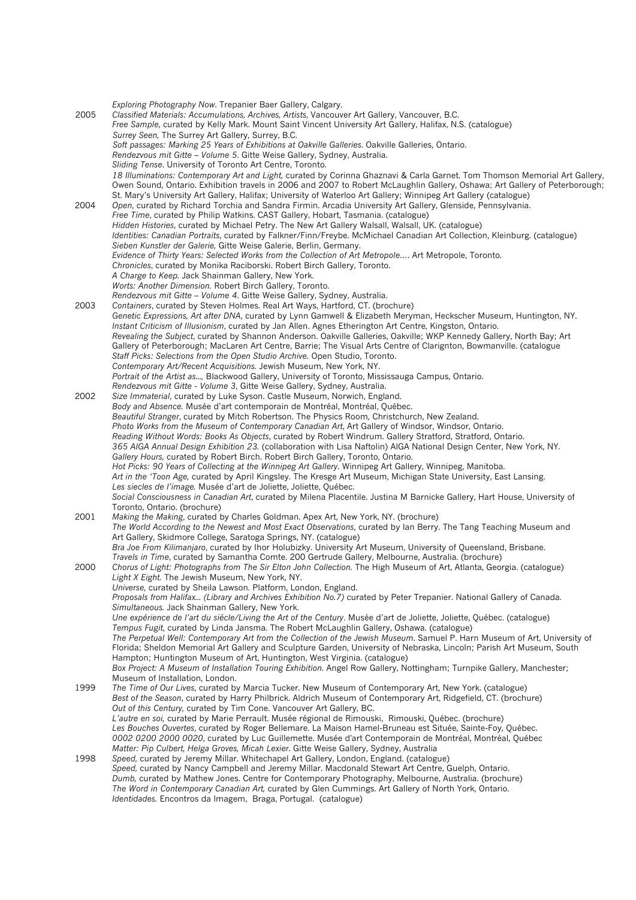*Exploring Photography Now*. Trepanier Baer Gallery, Calgary.

**2005**

*Classified Materials: Accumulations, Archives, Artists*, Vancouver Art Gallery, Vancouver, B.C.
*Free Sample*, curated by Kelly Mark. Mount Saint Vincent University Art Gallery, Halifax, N.S. (catalogue)
*Surrey Seen,* The Surrey Art Gallery, Surrey, B.C.
*Soft passages: Marking 25 Years of Exhibitions at Oakville Galleries*. Oakville Galleries, Ontario.
*Rendezvous mit Gitte – Volume 5*. Gitte Weise Gallery, Sydney, Australia.
*Sliding Tense*. University of Toronto Art Centre, Toronto.
*18 Illuminations: Contemporary Art and Light,* curated by Corinna Ghaznavi & Carla Garnet. Tom Thomson Memorial Art Gallery, Owen Sound, Ontario. Exhibition travels in 2006 and 2007 to Robert McLaughlin Gallery, Oshawa; Art Gallery of Peterborough; St. Mary's University Art Gallery, Halifax; University of Waterloo Art Gallery; Winnipeg Art Gallery (catalogue)

**2004**

*Open*, curated by Richard Torchia and Sandra Firmin. Arcadia University Art Gallery, Glenside, Pennsylvania.
*Free Time*, curated by Philip Watkins. CAST Gallery, Hobart, Tasmania. (catalogue)
*Hidden Histories*, curated by Michael Petry. The New Art Gallery Walsall, Walsall, UK. (catalogue)
*Identities: Canadian Portraits*, curated by Falkner/Finn/Freybe. McMichael Canadian Art Collection, Kleinburg. (catalogue)
*Sieben Kunstler der Galerie,* Gitte Weise Galerie, Berlin, Germany.
*Evidence of Thirty Years: Selected Works from the Collection of Art Metropole….* Art Metropole, Toronto.
*Chronicles*, curated by Monika Raciborski. Robert Birch Gallery, Toronto.
*A Charge to Keep.* Jack Shainman Gallery, New York.
*Worts: Another Dimension.* Robert Birch Gallery, Toronto.
*Rendezvous mit Gitte – Volume 4*. Gitte Weise Gallery, Sydney, Australia.

**2003**

*Containers*, curated by Steven Holmes. Real Art Ways, Hartford, CT. (brochure)
*Genetic Expressions, Art after DNA*, curated by Lynn Gamwell & Elizabeth Meryman, Heckscher Museum, Huntington, NY.
*Instant Criticism of Illusionism*, curated by Jan Allen. Agnes Etherington Art Centre, Kingston, Ontario.
*Revealing the Subject*, curated by Shannon Anderson. Oakville Galleries, Oakville; WKP Kennedy Gallery, North Bay; Art Gallery of Peterborough; MacLaren Art Centre, Barrie; The Visual Arts Centre of Clarignton, Bowmanville. (catalogue
*Staff Picks: Selections from the Open Studio Archive.* Open Studio, Toronto.
*Contemporary Art/Recent Acquisitions.* Jewish Museum, New York, NY.
*Portrait of the Artist as…,* Blackwood Gallery, University of Toronto, Mississauga Campus, Ontario.
*Rendezvous mit Gitte - Volume 3*, Gitte Weise Gallery, Sydney, Australia.

**2002**

*Size Immaterial*, curated by Luke Syson. Castle Museum, Norwich, England.
*Body and Absence.* Musée d'art contemporain de Montréal, Montréal, Québec.
*Beautiful Stranger*, curated by Mitch Robertson. The Physics Room, Christchurch, New Zealand.
*Photo Works from the Museum of Contemporary Canadian Art*, Art Gallery of Windsor, Windsor, Ontario.
*Reading Without Words: Books As Objects*, curated by Robert Windrum. Gallery Stratford, Stratford, Ontario.
*365 AIGA Annual Design Exhibition 23.* (collaboration with Lisa Naftolin) AIGA National Design Center, New York, NY.
*Gallery Hours,* curated by Robert Birch. Robert Birch Gallery, Toronto, Ontario.
*Hot Picks: 90 Years of Collecting at the Winnipeg Art Gallery*. Winnipeg Art Gallery, Winnipeg, Manitoba.
*Art in the 'Toon Age,* curated by April Kingsley. The Kresge Art Museum, Michigan State University, East Lansing.
*Les siecles de l'image.* Musée d'art de Joliette, Joliette, Québec.
*Social Consciousness in Canadian Art*, curated by Milena Placentile. Justina M Barnicke Gallery, Hart House, University of Toronto, Ontario. (brochure)

**2001**

*Making the Making*, curated by Charles Goldman. Apex Art, New York, NY. (brochure)
*The World According to the Newest and Most Exact Observations*, curated by Ian Berry. The Tang Teaching Museum and Art Gallery, Skidmore College, Saratoga Springs, NY. (catalogue)
*Bra Joe From Kilimanjaro*, curated by Ihor Holubizky. University Art Museum, University of Queensland, Brisbane.
*Travels in Time*, curated by Samantha Comte. 200 Gertrude Gallery, Melbourne, Australia. (brochure)

**2000**

*Chorus of Light: Photographs from The Sir Elton John Collection.* The High Museum of Art, Atlanta, Georgia. (catalogue)
*Light X Eight.* The Jewish Museum, New York, NY.
*Universe,* curated by Sheila Lawson. Platform, London, England.
*Proposals from Halifax… (Library and Archives Exhibition No.7)* curated by Peter Trepanier. National Gallery of Canada.
*Simultaneous.* Jack Shainman Gallery, New York.
*Une expérience de l'art du siécle/Living the Art of the Century*. Musée d'art de Joliette, Joliette, Québec. (catalogue)
*Tempus Fugit*, curated by Linda Jansma. The Robert McLaughlin Gallery, Oshawa. (catalogue)
*The Perpetual Well: Contemporary Art from the Collection of the Jewish Museum*. Samuel P. Harn Museum of Art, University of Florida; Sheldon Memorial Art Gallery and Sculpture Garden, University of Nebraska, Lincoln; Parish Art Museum, South Hampton; Huntington Museum of Art, Huntington, West Virginia. (catalogue)
*Box Project: A Museum of Installation Touring Exhibition.* Angel Row Gallery, Nottingham; Turnpike Gallery, Manchester; Museum of Installation, London.

**1999**

*The Time of Our Lives*, curated by Marcia Tucker. New Museum of Contemporary Art, New York. (catalogue)
*Best of the Season*, curated by Harry Philbrick. Aldrich Museum of Contemporary Art, Ridgefield, CT. (brochure)
*Out of this Century,* curated by Tim Cone. Vancouver Art Gallery, BC.
*L'autre en soi,* curated by Marie Perrault. Musée régional de Rimouski, Rimouski, Québec. (brochure)
*Les Bouches Ouvertes*, curated by Roger Bellemare. La Maison Hamel-Bruneau est Située, Sainte-Foy, Québec.
*0002 0200 2000 0020*, curated by Luc Guillemette. Musée d'art Contemporain de Montréal, Montréal, Québec
*Matter: Pip Culbert, Helga Groves, Micah Lexier*. Gitte Weise Gallery, Sydney, Australia

**1998**

*Speed,* curated by Jeremy Millar. Whitechapel Art Gallery, London, England. (catalogue)
*Speed,* curated by Nancy Campbell and Jeremy Millar. Macdonald Stewart Art Centre, Guelph, Ontario.
*Dumb,* curated by Mathew Jones. Centre for Contemporary Photography, Melbourne, Australia. (brochure)
*The Word in Contemporary Canadian Art,* curated by Glen Cummings. Art Gallery of North York, Ontario.
*Identidades.* Encontros da Imagem, Braga, Portugal. (catalogue)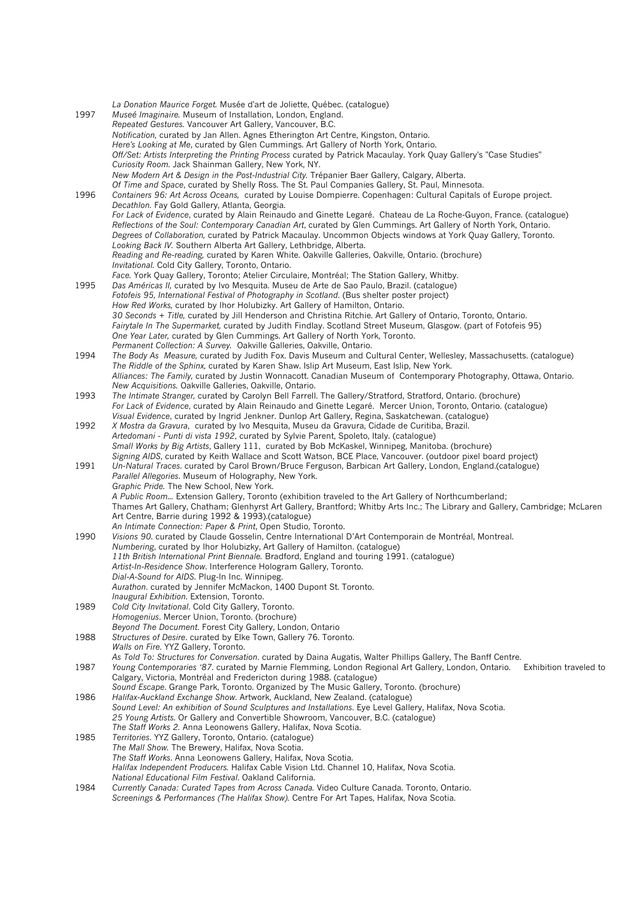*La Donation Maurice Forget.* Musée d'art de Joliette, Québec. (catalogue)

1997 *Museé Imaginaire.* Museum of Installation, London, England.
*Repeated Gestures.* Vancouver Art Gallery, Vancouver, B.C.
*Notification,* curated by Jan Allen. Agnes Etherington Art Centre, Kingston, Ontario.
*Here's Looking at Me*, curated by Glen Cummings. Art Gallery of North York, Ontario.
*Off/Set: Artists Interpreting the Printing Process* curated by Patrick Macaulay. York Quay Gallery's "Case Studies"
*Curiosity Room.* Jack Shainman Gallery, New York, NY.
*New Modern Art & Design in the Post-Industrial City.* Trépanier Baer Gallery, Calgary, Alberta.
*Of Time and Space*, curated by Shelly Ross. The St. Paul Companies Gallery, St. Paul, Minnesota.

1996 *Containers 96: Art Across Oceans,* curated by Louise Dompierre. Copenhagen: Cultural Capitals of Europe project.
*Decathlon.* Fay Gold Gallery, Atlanta, Georgia.
*For Lack of Evidence*, curated by Alain Reinaudo and Ginette Legaré. Chateau de La Roche-Guyon, France. (catalogue)
*Reflections of the Soul: Contemporary Canadian Art*, curated by Glen Cummings. Art Gallery of North York, Ontario.
*Degrees of Collaboration,* curated by Patrick Macaulay. Uncommon Objects windows at York Quay Gallery, Toronto.
*Looking Back IV.* Southern Alberta Art Gallery, Lethbridge, Alberta.
*Reading and Re-reading,* curated by Karen White. Oakville Galleries, Oakville, Ontario. (brochure)
*Invitational.* Cold City Gallery, Toronto, Ontario.
*Face.* York Quay Gallery, Toronto; Atelier Circulaire, Montréal; The Station Gallery, Whitby.

1995 *Das Américas II,* curated by Ivo Mesquita. Museu de Arte de Sao Paulo, Brazil. (catalogue)
*Fotofeis 95, International Festival of Photography in Scotland*. (Bus shelter poster project)
*How Red Works,* curated by Ihor Holubizky. Art Gallery of Hamilton, Ontario.
*30 Seconds + Title,* curated by Jill Henderson and Christina Ritchie. Art Gallery of Ontario, Toronto, Ontario.
*Fairytale In The Supermarket,* curated by Judith Findlay. Scotland Street Museum, Glasgow. (part of Fotofeis 95)
*One Year Later,* curated by Glen Cummings. Art Gallery of North York, Toronto.
*Permanent Collection: A Survey.* Oakville Galleries, Oakville, Ontario.

1994 *The Body As Measure,* curated by Judith Fox. Davis Museum and Cultural Center, Wellesley, Massachusetts. (catalogue)
*The Riddle of the Sphinx,* curated by Karen Shaw. Islip Art Museum, East Islip, New York.
*Alliances: The Family,* curated by Justin Wonnacott. Canadian Museum of Contemporary Photography, Ottawa, Ontario.
*New Acquisitions.* Oakville Galleries, Oakville, Ontario.

1993 *The Intimate Stranger,* curated by Carolyn Bell Farrell. The Gallery/Stratford, Stratford, Ontario. (brochure)
*For Lack of Evidence*, curated by Alain Reinaudo and Ginette Legaré. Mercer Union, Toronto, Ontario. (catalogue)
*Visual Evidence*, curated by Ingrid Jenkner. Dunlop Art Gallery, Regina, Saskatchewan. (catalogue)

1992 *X Mostra da Gravura*, curated by Ivo Mesquita, Museu da Gravura, Cidade de Curitiba, Brazil.
*Artedomani - Punti di vista 1992*, curated by Sylvie Parent, Spoleto, Italy. (catalogue)
*Small Works by Big Artists*, Gallery 111, curated by Bob McKaskel, Winnipeg, Manitoba. (brochure)
*Signing AIDS*, curated by Keith Wallace and Scott Watson, BCE Place, Vancouver. (outdoor pixel board project)

1991 *Un-Natural Traces*. curated by Carol Brown/Bruce Ferguson, Barbican Art Gallery, London, England.(catalogue)
*Parallel Allegories*. Museum of Holography, New York.
*Graphic Pride.* The New School, New York.
*A Public Room...* Extension Gallery, Toronto (exhibition traveled to the Art Gallery of Northcumberland; Thames Art Gallery, Chatham; Glenhyrst Art Gallery, Brantford; Whitby Arts Inc.; The Library and Gallery, Cambridge; McLaren Art Centre, Barrie during 1992 & 1993).(catalogue)
*An Intimate Connection: Paper & Print*, Open Studio, Toronto.

1990 *Visions 90*. curated by Claude Gosselin, Centre International D'Art Contemporain de Montréal, Montreal.
*Numbering*, curated by Ihor Holubizky, Art Gallery of Hamilton. (catalogue)
*11th British International Print Biennale.* Bradford, England and touring 1991. (catalogue)
*Artist-In-Residence Show*. Interference Hologram Gallery, Toronto.
*Dial-A-Sound for AIDS*. Plug-In Inc. Winnipeg.
*Aurathon*. curated by Jennifer McMackon, 1400 Dupont St. Toronto.
*Inaugural Exhibition*. Extension, Toronto.

1989 *Cold City Invitational*. Cold City Gallery, Toronto.
*Homogenius*. Mercer Union, Toronto. (brochure)
*Beyond The Document*. Forest City Gallery, London, Ontario

1988 *Structures of Desire*. curated by Elke Town, Gallery 76. Toronto.
*Walls on Fire*. YYZ Gallery, Toronto.
*As Told To: Structures for Conversation*. curated by Daina Augatis, Walter Phillips Gallery, The Banff Centre.

1987 *Young Contemporaries '87*. curated by Marnie Flemming, London Regional Art Gallery, London, Ontario. Exhibition traveled to Calgary, Victoria, Montréal and Fredericton during 1988. (catalogue)
*Sound Escape.* Grange Park, Toronto. Organized by The Music Gallery, Toronto. (brochure)

1986 *Halifax-Auckland Exchange Show*. Artwork, Auckland, New Zealand. (catalogue)
*Sound Level: An exhibition of Sound Sculptures and Installations*. Eye Level Gallery, Halifax, Nova Scotia.
*25 Young Artists*. Or Gallery and Convertible Showroom, Vancouver, B.C. (catalogue)
*The Staff Works 2.* Anna Leonowens Gallery, Halifax, Nova Scotia.

1985 *Territories*. YYZ Gallery, Toronto, Ontario. (catalogue)
*The Mall Show.* The Brewery, Halifax, Nova Scotia.
*The Staff Works*. Anna Leonowens Gallery, Halifax, Nova Scotia.
*Halifax Independent Producers.* Halifax Cable Vision Ltd. Channel 10, Halifax, Nova Scotia.
*National Educational Film Festival*. Oakland California.

1984 *Currently Canada: Curated Tapes from Across Canada.* Video Culture Canada. Toronto, Ontario.
*Screenings & Performances (The Halifax Show).* Centre For Art Tapes, Halifax, Nova Scotia.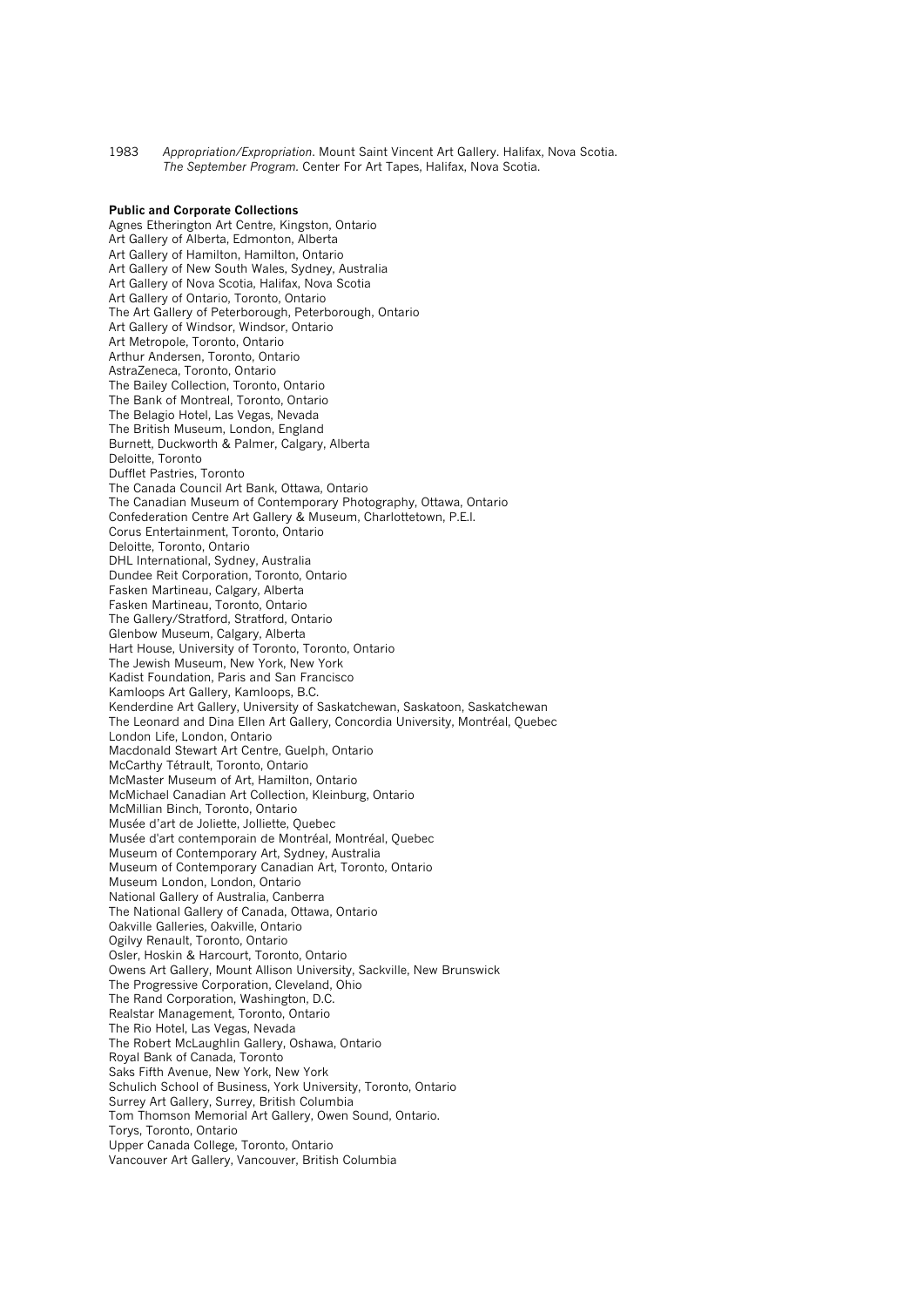1983 *Appropriation/Expropriation*. Mount Saint Vincent Art Gallery. Halifax, Nova Scotia.
*The September Program*. Center For Art Tapes, Halifax, Nova Scotia.

**Public and Corporate Collections**

Agnes Etherington Art Centre, Kingston, Ontario
Art Gallery of Alberta, Edmonton, Alberta
Art Gallery of Hamilton, Hamilton, Ontario
Art Gallery of New South Wales, Sydney, Australia
Art Gallery of Nova Scotia, Halifax, Nova Scotia
Art Gallery of Ontario, Toronto, Ontario
The Art Gallery of Peterborough, Peterborough, Ontario
Art Gallery of Windsor, Windsor, Ontario
Art Metropole, Toronto, Ontario
Arthur Andersen, Toronto, Ontario
AstraZeneca, Toronto, Ontario
The Bailey Collection, Toronto, Ontario
The Bank of Montreal, Toronto, Ontario
The Belagio Hotel, Las Vegas, Nevada
The British Museum, London, England
Burnett, Duckworth & Palmer, Calgary, Alberta
Deloitte, Toronto
Dufflet Pastries, Toronto
The Canada Council Art Bank, Ottawa, Ontario
The Canadian Museum of Contemporary Photography, Ottawa, Ontario
Confederation Centre Art Gallery & Museum, Charlottetown, P.E.I.
Corus Entertainment, Toronto, Ontario
Deloitte, Toronto, Ontario
DHL International, Sydney, Australia
Dundee Reit Corporation, Toronto, Ontario
Fasken Martineau, Calgary, Alberta
Fasken Martineau, Toronto, Ontario
The Gallery/Stratford, Stratford, Ontario
Glenbow Museum, Calgary, Alberta
Hart House, University of Toronto, Toronto, Ontario
The Jewish Museum, New York, New York
Kadist Foundation, Paris and San Francisco
Kamloops Art Gallery, Kamloops, B.C.
Kenderdine Art Gallery, University of Saskatchewan, Saskatoon, Saskatchewan
The Leonard and Dina Ellen Art Gallery, Concordia University, Montréal, Quebec
London Life, London, Ontario
Macdonald Stewart Art Centre, Guelph, Ontario
McCarthy Tétrault, Toronto, Ontario
McMaster Museum of Art, Hamilton, Ontario
McMichael Canadian Art Collection, Kleinburg, Ontario
McMillian Binch, Toronto, Ontario
Musée d'art de Joliette, Jolliette, Quebec
Musée d'art contemporain de Montréal, Montréal, Quebec
Museum of Contemporary Art, Sydney, Australia
Museum of Contemporary Canadian Art, Toronto, Ontario
Museum London, London, Ontario
National Gallery of Australia, Canberra
The National Gallery of Canada, Ottawa, Ontario
Oakville Galleries, Oakville, Ontario
Ogilvy Renault, Toronto, Ontario
Osler, Hoskin & Harcourt, Toronto, Ontario
Owens Art Gallery, Mount Allison University, Sackville, New Brunswick
The Progressive Corporation, Cleveland, Ohio
The Rand Corporation, Washington, D.C.
Realstar Management, Toronto, Ontario
The Rio Hotel, Las Vegas, Nevada
The Robert McLaughlin Gallery, Oshawa, Ontario
Royal Bank of Canada, Toronto
Saks Fifth Avenue, New York, New York
Schulich School of Business, York University, Toronto, Ontario
Surrey Art Gallery, Surrey, British Columbia
Tom Thomson Memorial Art Gallery, Owen Sound, Ontario.
Torys, Toronto, Ontario
Upper Canada College, Toronto, Ontario
Vancouver Art Gallery, Vancouver, British Columbia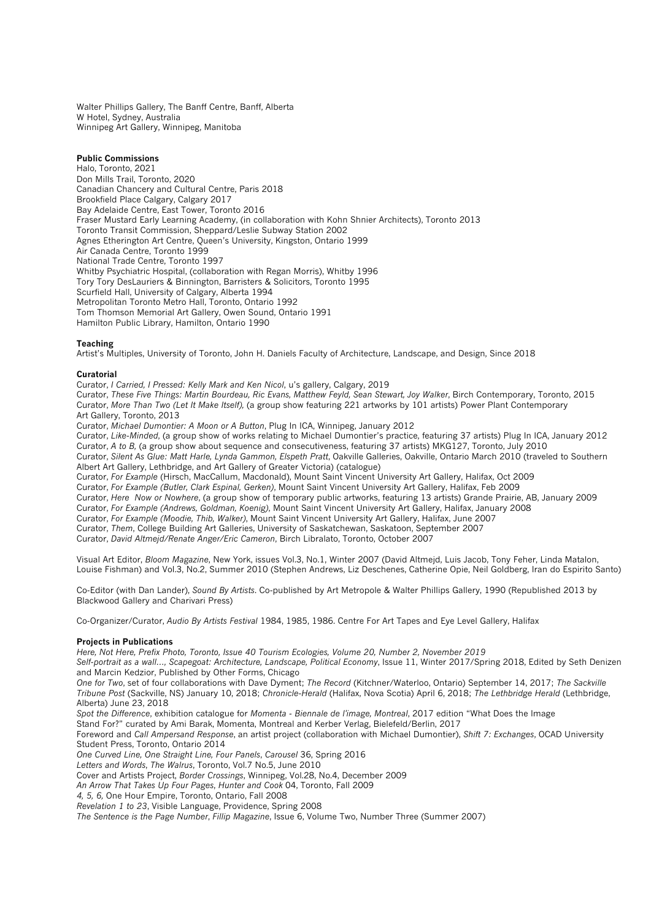Walter Phillips Gallery, The Banff Centre, Banff, Alberta
W Hotel, Sydney, Australia
Winnipeg Art Gallery, Winnipeg, Manitoba

**Public Commissions**
Halo, Toronto, 2021
Don Mills Trail, Toronto, 2020
Canadian Chancery and Cultural Centre, Paris 2018
Brookfield Place Calgary, Calgary 2017
Bay Adelaide Centre, East Tower, Toronto 2016
Fraser Mustard Early Learning Academy, (in collaboration with Kohn Shnier Architects), Toronto 2013
Toronto Transit Commission, Sheppard/Leslie Subway Station 2002
Agnes Etherington Art Centre, Queen's University, Kingston, Ontario 1999
Air Canada Centre, Toronto 1999
National Trade Centre, Toronto 1997
Whitby Psychiatric Hospital, (collaboration with Regan Morris), Whitby 1996
Tory Tory DesLauriers & Binnington, Barristers & Solicitors, Toronto 1995
Scurfield Hall, University of Calgary, Alberta 1994
Metropolitan Toronto Metro Hall, Toronto, Ontario 1992
Tom Thomson Memorial Art Gallery, Owen Sound, Ontario 1991
Hamilton Public Library, Hamilton, Ontario 1990

**Teaching**
Artist's Multiples, University of Toronto, John H. Daniels Faculty of Architecture, Landscape, and Design, Since 2018

**Curatorial**
Curator, *I Carried, I Pressed: Kelly Mark and Ken Nicol*, u's gallery, Calgary, 2019
Curator, *These Five Things: Martin Bourdeau, Ric Evans, Matthew Feyld, Sean Stewart, Joy Walker*, Birch Contemporary, Toronto, 2015
Curator, *More Than Two (Let It Make Itself),* (a group show featuring 221 artworks by 101 artists) Power Plant Contemporary Art Gallery, Toronto, 2013
Curator, *Michael Dumontier: A Moon or A Button*, Plug In ICA, Winnipeg, January 2012
Curator, *Like-Minded,* (a group show of works relating to Michael Dumontier's practice, featuring 37 artists) Plug In ICA, January 2012
Curator, *A to B,* (a group show about sequence and consecutiveness, featuring 37 artists) MKG127, Toronto, July 2010
Curator, *Silent As Glue: Matt Harle, Lynda Gammon, Elspeth Pratt*, Oakville Galleries, Oakville, Ontario March 2010 (traveled to Southern Albert Art Gallery, Lethbridge, and Art Gallery of Greater Victoria) (catalogue)
Curator, *For Example* (Hirsch, MacCallum, Macdonald), Mount Saint Vincent University Art Gallery, Halifax, Oct 2009
Curator, *For Example (Butler, Clark Espinal, Gerken)*, Mount Saint Vincent University Art Gallery, Halifax, Feb 2009
Curator, *Here Now or Nowhere,* (a group show of temporary public artworks, featuring 13 artists) Grande Prairie, AB, January 2009
Curator, *For Example (Andrews, Goldman, Koenig)*, Mount Saint Vincent University Art Gallery, Halifax, January 2008
Curator, *For Example (Moodie, Thib, Walker)*, Mount Saint Vincent University Art Gallery, Halifax, June 2007
Curator, *Them*, College Building Art Galleries, University of Saskatchewan, Saskatoon, September 2007
Curator, *David Altmejd/Renate Anger/Eric Cameron*, Birch Libralato, Toronto, October 2007

Visual Art Editor, *Bloom Magazine*, New York, issues Vol.3, No.1, Winter 2007 (David Altmejd, Luis Jacob, Tony Feher, Linda Matalon, Louise Fishman) and Vol.3, No.2, Summer 2010 (Stephen Andrews, Liz Deschenes, Catherine Opie, Neil Goldberg, Iran do Espirito Santo)

Co-Editor (with Dan Lander), *Sound By Artists*. Co-published by Art Metropole & Walter Phillips Gallery, 1990 (Republished 2013 by Blackwood Gallery and Charivari Press)

Co-Organizer/Curator, *Audio By Artists Festival* 1984, 1985, 1986. Centre For Art Tapes and Eye Level Gallery, Halifax

**Projects in Publications**
*Here, Not Here, Prefix Photo, Toronto, Issue 40 Tourism Ecologies, Volume 20, Number 2, November 2019*
*Self-portrait as a wall…, Scapegoat: Architecture, Landscape, Political Economy*, Issue 11, Winter 2017/Spring 2018, Edited by Seth Denizen and Marcin Kedzior, Published by Other Forms, Chicago
*One for Two*, set of four collaborations with Dave Dyment; *The Record* (Kitchner/Waterloo, Ontario) September 14, 2017; *The Sackville Tribune Post* (Sackville, NS) January 10, 2018; *Chronicle-Herald* (Halifax, Nova Scotia) April 6, 2018; *The Lethbridge Herald* (Lethbridge, Alberta) June 23, 2018
*Spot the Difference*, exhibition catalogue for *Momenta - Biennale de l'image, Montreal*, 2017 edition "What Does the Image Stand For?" curated by Ami Barak, Momenta, Montreal and Kerber Verlag, Bielefeld/Berlin, 2017
Foreword and *Call Ampersand Response*, an artist project (collaboration with Michael Dumontier), *Shift 7: Exchanges*, OCAD University Student Press, Toronto, Ontario 2014
*One Curved Line, One Straight Line, Four Panels*, *Carousel* 36, Spring 2016
*Letters and Words*, *The Walrus*, Toronto, Vol.7 No.5, June 2010
Cover and Artists Project, *Border Crossings*, Winnipeg, Vol.28, No.4, December 2009
*An Arrow That Takes Up Four Pages*, *Hunter and Cook* 04, Toronto, Fall 2009
*4, 5, 6,* One Hour Empire, Toronto, Ontario, Fall 2008
*Revelation 1 to 23*, Visible Language, Providence, Spring 2008
*The Sentence is the Page Number*, *Fillip Magazine*, Issue 6, Volume Two, Number Three (Summer 2007)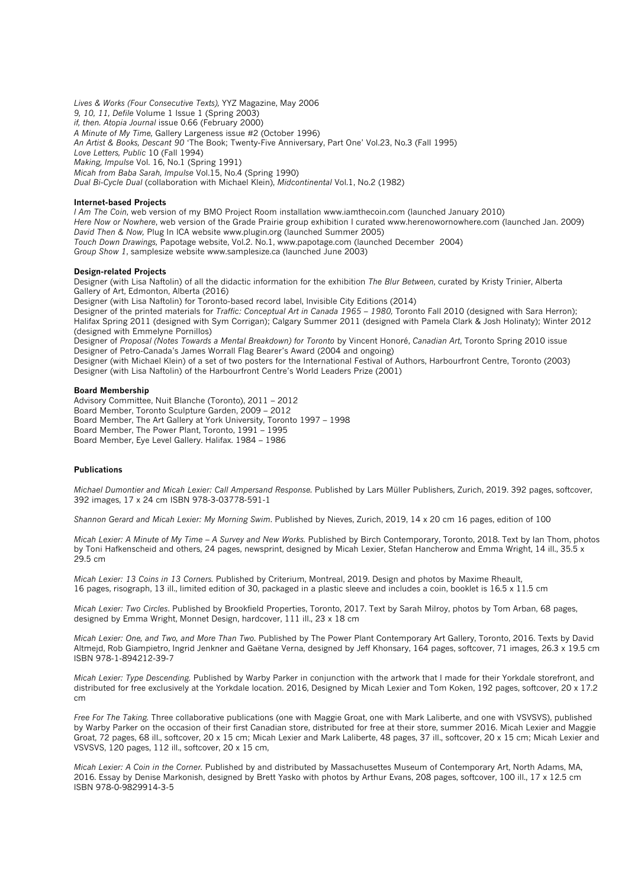*Lives & Works (Four Consecutive Texts),* YYZ Magazine, May 2006
*9, 10, 11, Defile* Volume 1 Issue 1 (Spring 2003)
*if, then. Atopia Journal* issue 0.66 (February 2000)
*A Minute of My Time,* Gallery Largeness issue #2 (October 1996)
*An Artist & Books, Descant 90* 'The Book; Twenty-Five Anniversary, Part One' Vol.23, No.3 (Fall 1995)
*Love Letters, Public* 10 (Fall 1994)
*Making, Impulse* Vol. 16, No.1 (Spring 1991)
*Micah from Baba Sarah, Impulse* Vol.15, No.4 (Spring 1990)
*Dual Bi-Cycle Dual* (collaboration with Michael Klein), *Midcontinental* Vol.1, No.2 (1982)

**Internet-based Projects**

*I Am The Coin*, web version of my BMO Project Room installation www.iamthecoin.com (launched January 2010)
*Here Now or Nowhere*, web version of the Grade Prairie group exhibition I curated www.herenowornowhere.com (launched Jan. 2009)
*David Then & Now,* Plug In ICA website www.plugin.org (launched Summer 2005)
*Touch Down Drawings,* Papotage website, Vol.2. No.1, www.papotage.com (launched December 2004)
*Group Show 1*, samplesize website www.samplesize.ca (launched June 2003)

**Design-related Projects**

Designer (with Lisa Naftolin) of all the didactic information for the exhibition *The Blur Between*, curated by Kristy Trinier, Alberta Gallery of Art, Edmonton, Alberta (2016)
Designer (with Lisa Naftolin) for Toronto-based record label, Invisible City Editions (2014)
Designer of the printed materials for *Traffic: Conceptual Art in Canada 1965 – 1980,* Toronto Fall 2010 (designed with Sara Herron); Halifax Spring 2011 (designed with Sym Corrigan); Calgary Summer 2011 (designed with Pamela Clark & Josh Holinaty); Winter 2012 (designed with Emmelyne Pornillos)
Designer of *Proposal (Notes Towards a Mental Breakdown) for Toronto* by Vincent Honoré, *Canadian Art*, Toronto Spring 2010 issue
Designer of Petro-Canada's James Worrall Flag Bearer's Award (2004 and ongoing)
Designer (with Michael Klein) of a set of two posters for the International Festival of Authors, Harbourfront Centre, Toronto (2003)
Designer (with Lisa Naftolin) of the Harbourfront Centre's World Leaders Prize (2001)

**Board Membership**

Advisory Committee, Nuit Blanche (Toronto), 2011 – 2012
Board Member, Toronto Sculpture Garden, 2009 – 2012
Board Member, The Art Gallery at York University, Toronto 1997 – 1998
Board Member, The Power Plant, Toronto, 1991 – 1995
Board Member, Eye Level Gallery. Halifax. 1984 – 1986

**Publications**

*Michael Dumontier and Micah Lexier: Call Ampersand Response.* Published by Lars Müller Publishers, Zurich, 2019. 392 pages, softcover, 392 images, 17 x 24 cm ISBN 978-3-03778-591-1

*Shannon Gerard and Micah Lexier: My Morning Swim*. Published by Nieves, Zurich, 2019, 14 x 20 cm 16 pages, edition of 100

*Micah Lexier: A Minute of My Time – A Survey and New Works.* Published by Birch Contemporary, Toronto, 2018. Text by Ian Thom, photos by Toni Hafkenscheid and others, 24 pages, newsprint, designed by Micah Lexier, Stefan Hancherow and Emma Wright, 14 ill., 35.5 x 29.5 cm

*Micah Lexier: 13 Coins in 13 Corners.* Published by Criterium, Montreal, 2019. Design and photos by Maxime Rheault, 16 pages, risograph, 13 ill., limited edition of 30, packaged in a plastic sleeve and includes a coin, booklet is 16.5 x 11.5 cm

*Micah Lexier: Two Circles*. Published by Brookfield Properties, Toronto, 2017. Text by Sarah Milroy, photos by Tom Arban, 68 pages, designed by Emma Wright, Monnet Design, hardcover, 111 ill., 23 x 18 cm

*Micah Lexier: One, and Two, and More Than Two.* Published by The Power Plant Contemporary Art Gallery, Toronto, 2016. Texts by David Altmejd, Rob Giampietro, Ingrid Jenkner and Gaëtane Verna, designed by Jeff Khonsary, 164 pages, softcover, 71 images, 26.3 x 19.5 cm ISBN 978-1-894212-39-7

*Micah Lexier: Type Descending.* Published by Warby Parker in conjunction with the artwork that I made for their Yorkdale storefront, and distributed for free exclusively at the Yorkdale location. 2016, Designed by Micah Lexier and Tom Koken, 192 pages, softcover, 20 x 17.2 cm

*Free For The Taking.* Three collaborative publications (one with Maggie Groat, one with Mark Laliberte, and one with VSVSVS), published by Warby Parker on the occasion of their first Canadian store, distributed for free at their store, summer 2016. Micah Lexier and Maggie Groat, 72 pages, 68 ill., softcover, 20 x 15 cm; Micah Lexier and Mark Laliberte, 48 pages, 37 ill., softcover, 20 x 15 cm; Micah Lexier and VSVSVS, 120 pages, 112 ill., softcover, 20 x 15 cm,

*Micah Lexier: A Coin in the Corner.* Published by and distributed by Massachusettes Museum of Contemporary Art, North Adams, MA, 2016. Essay by Denise Markonish, designed by Brett Yasko with photos by Arthur Evans, 208 pages, softcover, 100 ill., 17 x 12.5 cm ISBN 978-0-9829914-3-5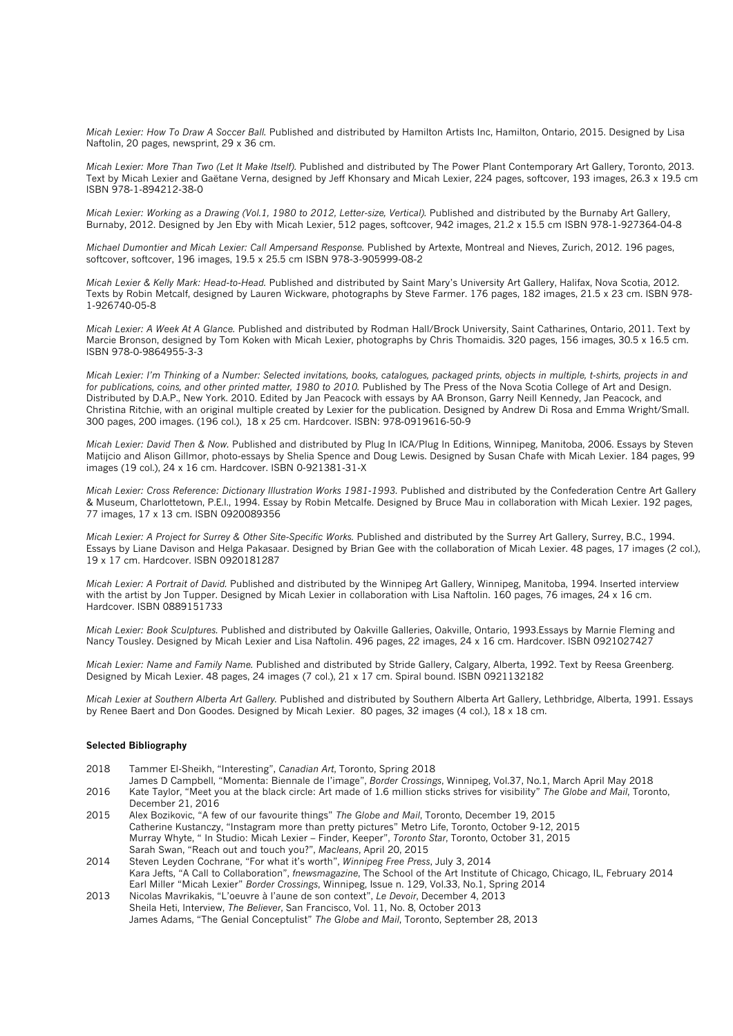*Micah Lexier: How To Draw A Soccer Ball.* Published and distributed by Hamilton Artists Inc, Hamilton, Ontario, 2015. Designed by Lisa Naftolin, 20 pages, newsprint, 29 x 36 cm.

*Micah Lexier: More Than Two (Let It Make Itself).* Published and distributed by The Power Plant Contemporary Art Gallery, Toronto, 2013. Text by Micah Lexier and Gaëtane Verna, designed by Jeff Khonsary and Micah Lexier, 224 pages, softcover, 193 images, 26.3 x 19.5 cm ISBN 978-1-894212-38-0

*Micah Lexier: Working as a Drawing (Vol.1, 1980 to 2012, Letter-size, Vertical).* Published and distributed by the Burnaby Art Gallery, Burnaby, 2012. Designed by Jen Eby with Micah Lexier, 512 pages, softcover, 942 images, 21.2 x 15.5 cm ISBN 978-1-927364-04-8

*Michael Dumontier and Micah Lexier: Call Ampersand Response.* Published by Artexte, Montreal and Nieves, Zurich, 2012. 196 pages, softcover, softcover, 196 images, 19.5 x 25.5 cm ISBN 978-3-905999-08-2

*Micah Lexier & Kelly Mark: Head-to-Head.* Published and distributed by Saint Mary's University Art Gallery, Halifax, Nova Scotia, 2012. Texts by Robin Metcalf, designed by Lauren Wickware, photographs by Steve Farmer. 176 pages, 182 images, 21.5 x 23 cm. ISBN 978-1-926740-05-8

*Micah Lexier: A Week At A Glance.* Published and distributed by Rodman Hall/Brock University, Saint Catharines, Ontario, 2011. Text by Marcie Bronson, designed by Tom Koken with Micah Lexier, photographs by Chris Thomaidis. 320 pages, 156 images, 30.5 x 16.5 cm. ISBN 978-0-9864955-3-3

*Micah Lexier: I'm Thinking of a Number: Selected invitations, books, catalogues, packaged prints, objects in multiple, t-shirts, projects in and for publications, coins, and other printed matter, 1980 to 2010.* Published by The Press of the Nova Scotia College of Art and Design. Distributed by D.A.P., New York. 2010. Edited by Jan Peacock with essays by AA Bronson, Garry Neill Kennedy, Jan Peacock, and Christina Ritchie, with an original multiple created by Lexier for the publication. Designed by Andrew Di Rosa and Emma Wright/Small. 300 pages, 200 images. (196 col.), 18 x 25 cm. Hardcover. ISBN: 978-0919616-50-9

*Micah Lexier: David Then & Now.* Published and distributed by Plug In ICA/Plug In Editions, Winnipeg, Manitoba, 2006. Essays by Steven Matijcio and Alison Gillmor, photo-essays by Shelia Spence and Doug Lewis. Designed by Susan Chafe with Micah Lexier. 184 pages, 99 images (19 col.), 24 x 16 cm. Hardcover. ISBN 0-921381-31-X

*Micah Lexier: Cross Reference: Dictionary Illustration Works 1981-1993.* Published and distributed by the Confederation Centre Art Gallery & Museum, Charlottetown, P.E.I., 1994. Essay by Robin Metcalfe. Designed by Bruce Mau in collaboration with Micah Lexier. 192 pages, 77 images, 17 x 13 cm. ISBN 0920089356

*Micah Lexier: A Project for Surrey & Other Site-Specific Works.* Published and distributed by the Surrey Art Gallery, Surrey, B.C., 1994. Essays by Liane Davison and Helga Pakasaar. Designed by Brian Gee with the collaboration of Micah Lexier. 48 pages, 17 images (2 col.), 19 x 17 cm. Hardcover. ISBN 0920181287

*Micah Lexier: A Portrait of David.* Published and distributed by the Winnipeg Art Gallery, Winnipeg, Manitoba, 1994. Inserted interview with the artist by Jon Tupper. Designed by Micah Lexier in collaboration with Lisa Naftolin. 160 pages, 76 images, 24 x 16 cm. Hardcover. ISBN 0889151733

*Micah Lexier: Book Sculptures.* Published and distributed by Oakville Galleries, Oakville, Ontario, 1993.Essays by Marnie Fleming and Nancy Tousley. Designed by Micah Lexier and Lisa Naftolin. 496 pages, 22 images, 24 x 16 cm. Hardcover. ISBN 0921027427

*Micah Lexier: Name and Family Name.* Published and distributed by Stride Gallery, Calgary, Alberta, 1992. Text by Reesa Greenberg. Designed by Micah Lexier. 48 pages, 24 images (7 col.), 21 x 17 cm. Spiral bound. ISBN 0921132182

*Micah Lexier at Southern Alberta Art Gallery.* Published and distributed by Southern Alberta Art Gallery, Lethbridge, Alberta, 1991. Essays by Renee Baert and Don Goodes. Designed by Micah Lexier. 80 pages, 32 images (4 col.), 18 x 18 cm.

**Selected Bibliography**

2018 Tammer El-Sheikh, "Interesting", *Canadian Art*, Toronto, Spring 2018
James D Campbell, "Momenta: Biennale de l'image", *Border Crossings*, Winnipeg, Vol.37, No.1, March April May 2018

2016 Kate Taylor, "Meet you at the black circle: Art made of 1.6 million sticks strives for visibility" *The Globe and Mail*, Toronto, December 21, 2016

2015 Alex Bozikovic, "A few of our favourite things" *The Globe and Mail*, Toronto, December 19, 2015
Catherine Kustanczy, "Instagram more than pretty pictures" Metro Life, Toronto, October 9-12, 2015
Murray Whyte, " In Studio: Micah Lexier – Finder, Keeper", *Toronto Star*, Toronto, October 31, 2015
Sarah Swan, "Reach out and touch you?", *Macleans*, April 20, 2015

2014 Steven Leyden Cochrane, "For what it's worth", *Winnipeg Free Press*, July 3, 2014
Kara Jefts, "A Call to Collaboration", *fnewsmagazine*, The School of the Art Institute of Chicago, Chicago, IL, February 2014
Earl Miller "Micah Lexier" *Border Crossings*, Winnipeg, Issue n. 129, Vol.33, No.1, Spring 2014

2013 Nicolas Mavrikakis, "L'oeuvre à l'aune de son context", *Le Devoir*, December 4, 2013
Sheila Heti, Interview, *The Believer*, San Francisco, Vol. 11, No. 8, October 2013
James Adams, "The Genial Conceptulist" *The Globe and Mail*, Toronto, September 28, 2013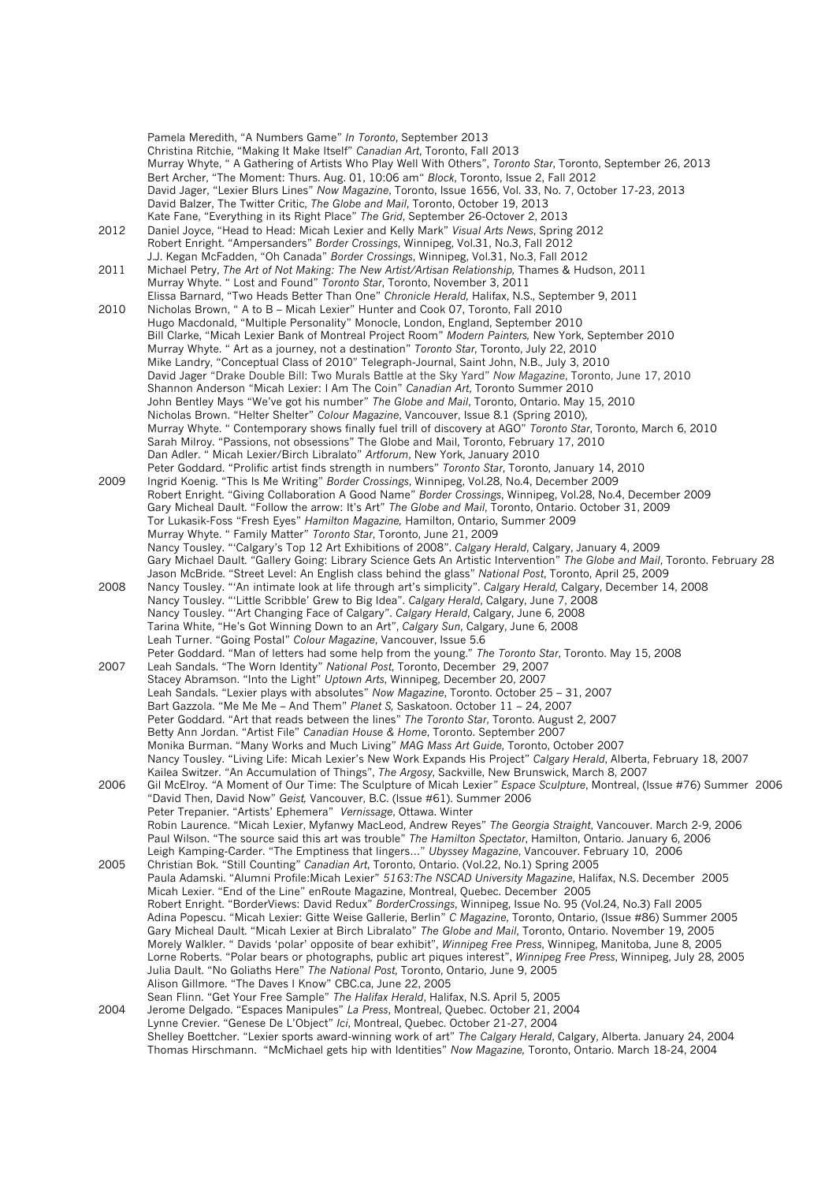Pamela Meredith, "A Numbers Game" *In Toronto*, September 2013
Christina Ritchie, "Making It Make Itself" *Canadian Art*, Toronto, Fall 2013
Murray Whyte, " A Gathering of Artists Who Play Well With Others", *Toronto Star*, Toronto, September 26, 2013
Bert Archer, "The Moment: Thurs. Aug. 01, 10:06 am" *Block*, Toronto, Issue 2, Fall 2012
David Jager, "Lexier Blurs Lines" *Now Magazine*, Toronto, Issue 1656, Vol. 33, No. 7, October 17-23, 2013
David Balzer, The Twitter Critic, *The Globe and Mail*, Toronto, October 19, 2013
Kate Fane, "Everything in its Right Place" *The Grid*, September 26-Octover 2, 2013

2012 Daniel Joyce, "Head to Head: Micah Lexier and Kelly Mark" *Visual Arts News*, Spring 2012
Robert Enright. "Ampersanders" *Border Crossings*, Winnipeg, Vol.31, No.3, Fall 2012
J.J. Kegan McFadden, "Oh Canada" *Border Crossings*, Winnipeg, Vol.31, No.3, Fall 2012

2011 Michael Petry, *The Art of Not Making: The New Artist/Artisan Relationship,* Thames & Hudson, 2011
Murray Whyte. " Lost and Found" *Toronto Star*, Toronto, November 3, 2011
Elissa Barnard, "Two Heads Better Than One" *Chronicle Herald,* Halifax, N.S., September 9, 2011

2010 Nicholas Brown, " A to B – Micah Lexier" Hunter and Cook 07, Toronto, Fall 2010
Hugo Macdonald, "Multiple Personality" Monocle, London, England, September 2010
Bill Clarke, "Micah Lexier Bank of Montreal Project Room" *Modern Painters,* New York, September 2010
Murray Whyte. " Art as a journey, not a destination" *Toronto Star*, Toronto, July 22, 2010
Mike Landry, "Conceptual Class of 2010" Telegraph-Journal, Saint John, N.B., July 3, 2010
David Jager "Drake Double Bill: Two Murals Battle at the Sky Yard" *Now Magazine*, Toronto, June 17, 2010
Shannon Anderson "Micah Lexier: I Am The Coin" *Canadian Art*, Toronto Summer 2010
John Bentley Mays "We've got his number" *The Globe and Mail*, Toronto, Ontario. May 15, 2010
Nicholas Brown. "Helter Shelter" *Colour Magazine*, Vancouver, Issue 8.1 (Spring 2010),
Murray Whyte. " Contemporary shows finally fuel trill of discovery at AGO" *Toronto Star*, Toronto, March 6, 2010
Sarah Milroy. "Passions, not obsessions" The Globe and Mail, Toronto, February 17, 2010
Dan Adler. " Micah Lexier/Birch Libralato" *Artforum*, New York, January 2010
Peter Goddard. "Prolific artist finds strength in numbers" *Toronto Star*, Toronto, January 14, 2010

2009 Ingrid Koenig. "This Is Me Writing" *Border Crossings*, Winnipeg, Vol.28, No.4, December 2009
Robert Enright. "Giving Collaboration A Good Name" *Border Crossings*, Winnipeg, Vol.28, No.4, December 2009
Gary Micheal Dault. "Follow the arrow: It's Art" *The Globe and Mail*, Toronto, Ontario. October 31, 2009
Tor Lukasik-Foss "Fresh Eyes" *Hamilton Magazine,* Hamilton, Ontario, Summer 2009
Murray Whyte. " Family Matter" *Toronto Star*, Toronto, June 21, 2009
Nancy Tousley. "'Calgary's Top 12 Art Exhibitions of 2008". *Calgary Herald*, Calgary, January 4, 2009
Gary Michael Dault. "Gallery Going: Library Science Gets An Artistic Intervention" *The Globe and Mail*, Toronto. February 28
Jason McBride. "Street Level: An English class behind the glass" *National Post*, Toronto, April 25, 2009

2008 Nancy Tousley. "'An intimate look at life through art's simplicity". *Calgary Herald,* Calgary, December 14, 2008
Nancy Tousley. "'Little Scribble' Grew to Big Idea". *Calgary Herald*, Calgary, June 7, 2008
Nancy Tousley. "'Art Changing Face of Calgary". *Calgary Herald*, Calgary, June 6, 2008
Tarina White, "He's Got Winning Down to an Art", *Calgary Sun*, Calgary, June 6, 2008
Leah Turner. "Going Postal" *Colour Magazine*, Vancouver, Issue 5.6
Peter Goddard. "Man of letters had some help from the young." *The Toronto Star*, Toronto. May 15, 2008

2007 Leah Sandals. "The Worn Identity" *National Post*, Toronto, December 29, 2007
Stacey Abramson. "Into the Light" *Uptown Arts*, Winnipeg, December 20, 2007
Leah Sandals. "Lexier plays with absolutes" *Now Magazine*, Toronto. October 25 – 31, 2007
Bart Gazzola. "Me Me Me – And Them" *Planet S,* Saskatoon. October 11 – 24, 2007
Peter Goddard. "Art that reads between the lines" *The Toronto Star*, Toronto. August 2, 2007
Betty Ann Jordan. "Artist File" *Canadian House & Home*, Toronto. September 2007
Monika Burman. "Many Works and Much Living" *MAG Mass Art Guide*, Toronto, October 2007
Nancy Tousley. "Living Life: Micah Lexier's New Work Expands His Project" *Calgary Herald*, Alberta, February 18, 2007
Kailea Switzer. "An Accumulation of Things", *The Argosy*, Sackville, New Brunswick, March 8, 2007

2006 Gil McElroy. "A Moment of Our Time: The Sculpture of Micah Lexier" *Espace Sculpture*, Montreal, (Issue #76) Summer 2006
"David Then, David Now" *Geist,* Vancouver, B.C. (Issue #61). Summer 2006
Peter Trepanier. "Artists' Ephemera" *Vernissage*, Ottawa. Winter
Robin Laurence. "Micah Lexier, Myfanwy MacLeod, Andrew Reyes" *The Georgia Straight*, Vancouver. March 2-9, 2006
Paul Wilson. "The source said this art was trouble" *The Hamilton Spectator*, Hamilton, Ontario. January 6, 2006
Leigh Kamping-Carder. "The Emptiness that lingers…" *Ubyssey Magazine*, Vancouver. February 10, 2006

2005 Christian Bok. "Still Counting" *Canadian Art*, Toronto, Ontario. (Vol.22, No.1) Spring 2005
Paula Adamski. "Alumni Profile:Micah Lexier" *5163:The NSCAD University Magazine*, Halifax, N.S. December 2005
Micah Lexier. "End of the Line" enRoute Magazine, Montreal, Quebec. December 2005
Robert Enright. "BorderViews: David Redux" *BorderCrossings*, Winnipeg, Issue No. 95 (Vol.24, No.3) Fall 2005
Adina Popescu. "Micah Lexier: Gitte Weise Gallerie, Berlin" *C Magazine,* Toronto, Ontario, (Issue #86) Summer 2005
Gary Micheal Dault. "Micah Lexier at Birch Libralato" *The Globe and Mail*, Toronto, Ontario. November 19, 2005
Morely Walkler. " Davids 'polar' opposite of bear exhibit", *Winnipeg Free Press*, Winnipeg, Manitoba, June 8, 2005
Lorne Roberts. "Polar bears or photographs, public art piques interest", *Winnipeg Free Press*, Winnipeg, July 28, 2005
Julia Dault. "No Goliaths Here" *The National Post*, Toronto, Ontario, June 9, 2005
Alison Gillmore. "The Daves I Know" CBC.ca, June 22, 2005
Sean Flinn. "Get Your Free Sample" *The Halifax Herald*, Halifax, N.S. April 5, 2005

2004 Jerome Delgado. "Espaces Manipules" *La Press*, Montreal, Quebec. October 21, 2004
Lynne Crevier. "Genese De L'Object" *Ici*, Montreal, Quebec. October 21-27, 2004
Shelley Boettcher. "Lexier sports award-winning work of art" *The Calgary Herald*, Calgary, Alberta. January 24, 2004
Thomas Hirschmann. "McMichael gets hip with Identities" *Now Magazine,* Toronto, Ontario. March 18-24, 2004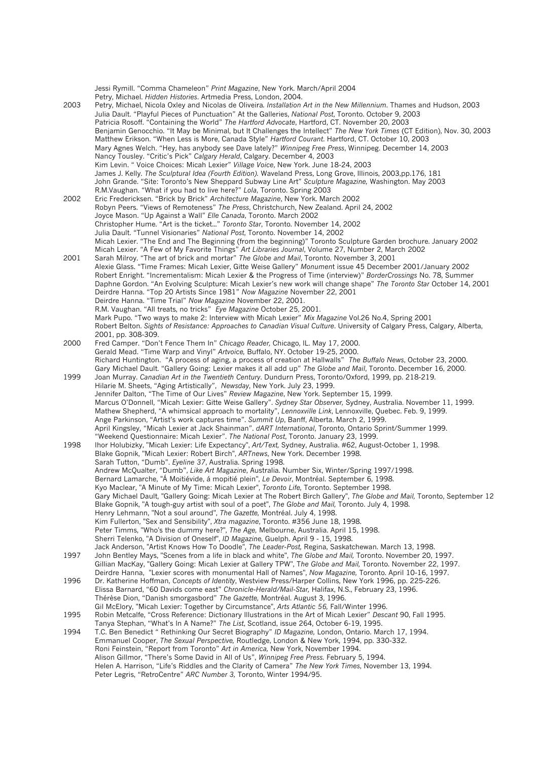Jessi Rymill. "Comma Chameleon" *Print Magazine*, New York. March/April 2004
Petry, Michael. *Hidden Histories*. Artmedia Press, London, 2004.

**2003**
Petry, Michael, Nicola Oxley and Nicolas de Oliveira. *Installation Art in the New Millennium*. Thames and Hudson, 2003
Julia Dault. "Playful Pieces of Punctuation" At the Galleries, *National Post*, Toronto. October 9, 2003
Patricia Rosoff. "Containing the World" *The Hartford Advocate*, Hartford, CT. November 20, 2003
Benjamin Genocchio. "It May be Minimal, but It Challenges the Intellect" *The New York Times* (CT Edition), Nov. 30, 2003
Matthew Erikson. "When Less is More, Canada Style" *Hartford Courant*. Hartford, CT. October 10, 2003
Mary Agnes Welch. "Hey, has anybody see Dave lately?" *Winnipeg Free Press*, Winnipeg. December 14, 2003
Nancy Tousley. "Critic's Pick" *Calgary Herald*, Calgary. December 4, 2003
Kim Levin. " Voice Choices: Micah Lexier" *Village Voice*, New York. June 18-24, 2003
James J. Kelly. *The Sculptural Idea (Fourth Edition)*. Waveland Press, Long Grove, Illinois, 2003,pp.176, 181
John Grande. "Site: Toronto's New Sheppard Subway Line Art" *Sculpture Magazine,* Washington. May 2003
R.M.Vaughan. "What if you had to live here?" *Lola*, Toronto. Spring 2003

**2002**
Eric Fredericksen. "Brick by Brick" *Architecture Magazine*, New York. March 2002
Robyn Peers. "Views of Remoteness" *The Press*, Christchurch, New Zealand. April 24, 2002
Joyce Mason. "Up Against a Wall" *Elle Canada*, Toronto. March 2002
Christopher Hume. "Art is the ticket..." *Toronto Star*, Toronto. November 14, 2002
Julia Dault. "Tunnel Visionaries" *National Post*, Toronto. November 14, 2002
Micah Lexier. "The End and The Beginning (from the beginning)" Toronto Sculpture Garden brochure. January 2002
Micah Lexier. "A Few of My Favorite Things" *Art Libraries Journal*, Volume 27, Number 2, March 2002

**2001**
Sarah Milroy. "The art of brick and mortar" *The Globe and Mail*, Toronto. November 3, 2001
Alexie Glass. "Time Frames: Micah Lexier, Gitte Weise Gallery" *Monument* issue 45 December 2001/January 2002
Robert Enright. "Incrementalism: Micah Lexier & the Progress of Time (interview)" *BorderCrossings* No. 78, Summer
Daphne Gordon. "An Evolving Sculpture: Micah Lexier's new work will change shape" *The Toronto Star* October 14, 2001
Deirdre Hanna. "Top 20 Artists Since 1981" *Now Magazine* November 22, 2001
Deirdre Hanna. "Time Trial" *Now Magazine* November 22, 2001.
R.M. Vaughan. "All treats, no tricks" *Eye Magazine* October 25, 2001.
Mark Pupo. "Two ways to make 2: Interview with Micah Lexier" *Mix Magazine* Vol.26 No.4, Spring 2001
Robert Belton. *Sights of Resistance: Approaches to Canadian Visual Culture*. University of Calgary Press, Calgary, Alberta, 2001, pp. 308-309.

**2000**
Fred Camper. "Don't Fence Them In" *Chicago Reader,* Chicago, IL. May 17, 2000.
Gerald Mead. "Time Warp and Vinyl" *Artvoice,* Buffalo, NY. October 19-25, 2000.
Richard Huntington. "A process of aging, a process of creation at Hallwalls" *The Buffalo News*, October 23, 2000.
Gary Michael Dault. "Gallery Going: Lexier makes it all add up" *The Globe and Mail*, Toronto. December 16, 2000.

**1999**
Joan Murray. *Canadian Art in the Twentieth Century*. Dundurn Press, Toronto/Oxford, 1999, pp. 218-219.
Hilarie M. Sheets, "Aging Artistically", *Newsday*, New York. July 23, 1999.
Jennifer Dalton, "The Time of Our Lives" *Review Magazine*, New York. September 15, 1999.
Marcus O'Donnell, "Micah Lexier: Gitte Weise Gallery". *Sydney Star Observer,* Sydney, Australia. November 11, 1999.
Mathew Shepherd, "A whimsical approach to mortality", *Lennoxville Link*, Lennoxville, Quebec. Feb. 9, 1999.
Ange Parkinson, "Artist's work captures time". *Summit Up*, Banff, Alberta. March 2, 1999.
April Kingsley, "Micah Lexier at Jack Shainman". *dART International*, Toronto, Ontario Sprint/Summer 1999.
"Weekend Questionnaire: Micah Lexier". *The National Post*, Toronto. January 23, 1999.

**1998**
Ihor Holubizky, "Micah Lexier: Life Expectancy", *Art/Text,* Sydney, Australia. #62, August-October 1, 1998.
Blake Gopnik, "Micah Lexier: Robert Birch", *ARTnews*, New York. December 1998.
Sarah Tutton, "Dumb". *Eyeline 37*, Australia. Spring 1998.
Andrew McQualter, "Dumb", *Like Art Magazine*, Australia. Number Six, Winter/Spring 1997/1998.
Bernard Lamarche, "Á Moitiévide, á mopitié plein", *Le Devoir*, Montréal. September 6, 1998.
Kyo Maclear, "A Minute of My Time: Micah Lexier", *Toronto Life,* Toronto. September 1998.
Gary Michael Dault, "Gallery Going: Micah Lexier at The Robert Birch Gallery", *The Globe and Mail,* Toronto, September 12
Blake Gopnik, "A tough-guy artist with soul of a poet", *The Globe and Mail,* Toronto. July 4, 1998.
Henry Lehmann, "Not a soul around", *The Gazette,* Montréal. July 4, 1998.
Kim Fullerton, "Sex and Sensibility", *Xtra magazine*, Toronto. #356 June 18, 1998.
Peter Timms, "Who's the dummy here?", *The Age,* Melbourne, Australia. April 15, 1998.
Sherri Telenko, "A Division of Oneself", *ID Magazine,* Guelph. April 9 - 15, 1998.
Jack Anderson, "Artist Knows How To Doodle", *The Leader-Post,* Regina, Saskatchewan. March 13, 1998.

**1997**
John Bentley Mays, "Scenes from a life in black and white", *The Globe and Mail,* Toronto. November 20, 1997.
Gillian MacKay, "Gallery Going: Micah Lexier at Gallery TPW", *The Globe and Mail,* Toronto. November 22, 1997.
Deirdre Hanna, "Lexier scores with monumental Hall of Names", *Now Magazine,* Toronto. April 10-16, 1997.

**1996**
Dr. Katherine Hoffman, *Concepts of Identity*, Westview Press/Harper Collins, New York 1996, pp. 225-226.
Elissa Barnard, "60 Davids come east" *Chronicle-Herald/Mail-Star,* Halifax, N.S., February 23, 1996.
Thérèse Dion, "Danish smorgasbord" *The Gazette,* Montréal. August 3, 1996.
Gil McElory, "Micah Lexier: Together by Circumstance", *Arts Atlantic 56,* Fall/Winter 1996.

**1995**
Robin Metcalfe, "Cross Reference: Dictionary Illustrations in the Art of Micah Lexier" *Descant* 90, Fall 1995.
Tanya Stephan, "What's In A Name?" *The List*, Scotland, issue 264, October 6-19, 1995.

**1994**
T.C. Ben Benedict " Rethinking Our Secret Biography" *ID Magazine,* London, Ontario. March 17, 1994.
Emmanuel Cooper, *The Sexual Perspective,* Routledge, London & New York, 1994, pp. 330-332.
Roni Feinstein, "Report from Toronto" *Art in America,* New York, November 1994.
Alison Gillmor, "There's Some David in All of Us", *Winnipeg Free Press.* February 5, 1994.
Helen A. Harrison, "Life's Riddles and the Clarity of Camera" *The New York Times*, November 13, 1994.
Peter Legris, "RetroCentre" *ARC Number 3,* Toronto, Winter 1994/95.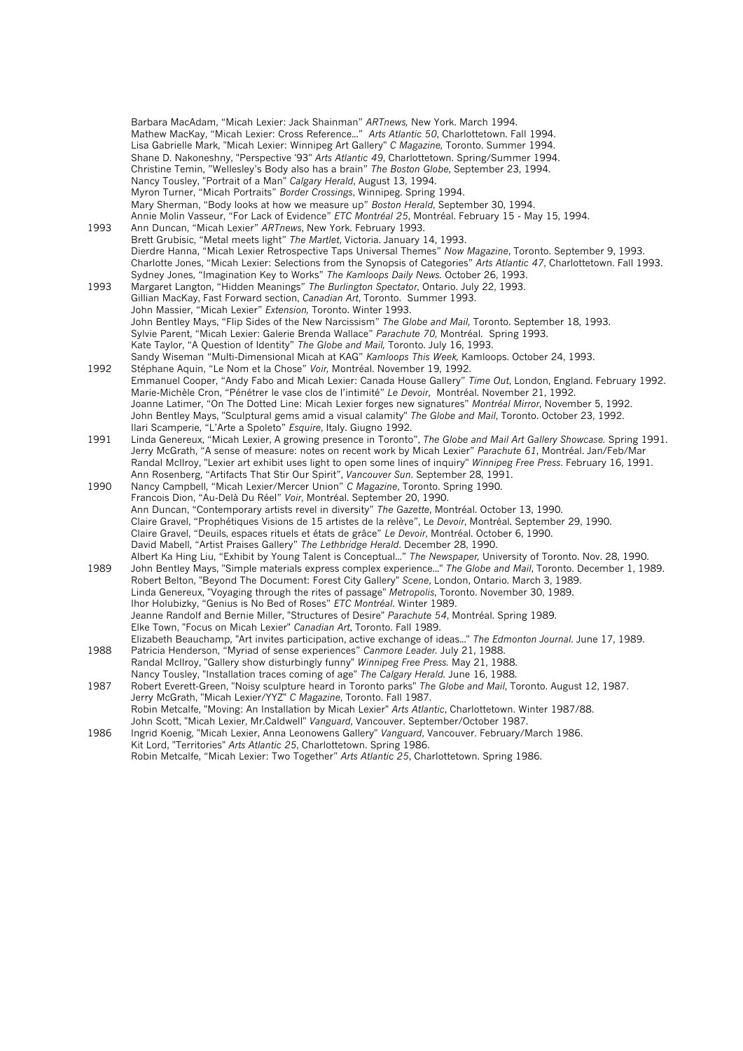Barbara MacAdam, "Micah Lexier: Jack Shainman" *ARTnews,* New York. March 1994.
Mathew MacKay, "Micah Lexier: Cross Reference..." *Arts Atlantic 50*, Charlottetown. Fall 1994.
Lisa Gabrielle Mark, "Micah Lexier: Winnipeg Art Gallery" *C Magazine,* Toronto. Summer 1994.
Shane D. Nakoneshny, "Perspective '93" *Arts Atlantic 49*, Charlottetown. Spring/Summer 1994.
Christine Temin, "Wellesley's Body also has a brain" *The Boston Globe*, September 23, 1994.
Nancy Tousley, "Portrait of a Man" *Calgary Herald*, August 13, 1994.
Myron Turner, "Micah Portraits" *Border Crossings*, Winnipeg. Spring 1994.
Mary Sherman, "Body looks at how we measure up" *Boston Herald*, September 30, 1994.
Annie Molin Vasseur, "For Lack of Evidence" *ETC Montréal 25*, Montréal. February 15 - May 15, 1994.

1993 Ann Duncan, "Micah Lexier" *ARTnews*, New York. February 1993.
Brett Grubisic, "Metal meets light" *The Martlet*, Victoria. January 14, 1993.
Dierdre Hanna, "Micah Lexier Retrospective Taps Universal Themes" *Now Magazine*, Toronto. September 9, 1993.
Charlotte Jones, "Micah Lexier: Selections from the Synopsis of Categories" *Arts Atlantic 47*, Charlottetown. Fall 1993.
Sydney Jones, "Imagination Key to Works" *The Kamloops Daily News.* October 26, 1993.

1993 Margaret Langton, "Hidden Meanings" *The Burlington Spectator*, Ontario. July 22, 1993.
Gillian MacKay, Fast Forward section, *Canadian Art*, Toronto. Summer 1993.
John Massier, "Micah Lexier" *Extension,* Toronto. Winter 1993.
John Bentley Mays, "Flip Sides of the New Narcissism" *The Globe and Mail,* Toronto. September 18, 1993.
Sylvie Parent, "Micah Lexier: Galerie Brenda Wallace" *Parachute 70,* Montréal. Spring 1993.
Kate Taylor, "A Question of Identity" *The Globe and Mail,* Toronto. July 16, 1993.
Sandy Wiseman "Multi-Dimensional Micah at KAG" *Kamloops This Week,* Kamloops. October 24, 1993.

1992 Stéphane Aquin, "Le Nom et la Chose" *Voir,* Montréal. November 19, 1992.
Emmanuel Cooper, "Andy Fabo and Micah Lexier: Canada House Gallery" *Time Out*, London, England. February 1992.
Marie-Michèle Cron, "Pénétrer le vase clos de l'intimité" *Le Devoir*, Montréal. November 21, 1992.
Joanne Latimer, "On The Dotted Line: Micah Lexier forges new signatures" *Montréal Mirror*, November 5, 1992.
John Bentley Mays, "Sculptural gems amid a visual calamity" *The Globe and Mail*, Toronto. October 23, 1992.
Ilari Scamperie, "L'Arte a Spoleto" *Esquire*, Italy. Giugno 1992.

1991 Linda Genereux, "Micah Lexier, A growing presence in Toronto", *The Globe and Mail Art Gallery Showcase.* Spring 1991.
Jerry McGrath, "A sense of measure: notes on recent work by Micah Lexier" *Parachute 61*, Montréal. Jan/Feb/Mar
Randal McIlroy, "Lexier art exhibit uses light to open some lines of inquiry" *Winnipeg Free Press*. February 16, 1991.
Ann Rosenberg, "Artifacts That Stir Our Spirit", *Vancouver Sun*. September 28, 1991.

1990 Nancy Campbell, "Micah Lexier/Mercer Union" *C Magazine*, Toronto. Spring 1990.
Francois Dion, "Au-Delà Du Réel" *Voir*, Montréal. September 20, 1990.
Ann Duncan, "Contemporary artists revel in diversity" *The Gazette*, Montréal. October 13, 1990.
Claire Gravel, "Prophétiques Visions de 15 artistes de la relève", Le *Devoir*, Montréal. September 29, 1990.
Claire Gravel, "Deuils, espaces rituels et états de grâce" *Le Devoir*, Montréal. October 6, 1990.
David Mabell, "Artist Praises Gallery" *The Lethbridge Herald*. December 28, 1990.
Albert Ka Hing Liu, "Exhibit by Young Talent is Conceptual..." *The Newspaper,* University of Toronto. Nov. 28, 1990.

1989 John Bentley Mays, "Simple materials express complex experience..." *The Globe and Mail*, Toronto. December 1, 1989.
Robert Belton, "Beyond The Document: Forest City Gallery" *Scene*, London, Ontario. March 3, 1989.
Linda Genereux, "Voyaging through the rites of passage" *Metropolis*, Toronto. November 30, 1989.
Ihor Holubizky, "Genius is No Bed of Roses" *ETC Montréal*. Winter 1989.
Jeanne Randolf and Bernie Miller, "Structures of Desire" *Parachute 54*, Montréal. Spring 1989.
Elke Town, "Focus on Micah Lexier" *Canadian Art*, Toronto. Fall 1989.
Elizabeth Beauchamp, "Art invites participation, active exchange of ideas..." *The Edmonton Journal*. June 17, 1989.

1988 Patricia Henderson, "Myriad of sense experiences" *Canmore Leader.* July 21, 1988.
Randal McIlroy, "Gallery show disturbingly funny" *Winnipeg Free Press.* May 21, 1988.
Nancy Tousley, "Installation traces coming of age" *The Calgary Herald.* June 16, 1988.

1987 Robert Everett-Green, "Noisy sculpture heard in Toronto parks" *The Globe and Mail*, Toronto. August 12, 1987.
Jerry McGrath, "Micah Lexier/YYZ" *C Magazine*, Toronto. Fall 1987.
Robin Metcalfe, "Moving: An Installation by Micah Lexier" *Arts Atlantic*, Charlottetown. Winter 1987/88.
John Scott, "Micah Lexier, Mr.Caldwell" *Vanguard*, Vancouver. September/October 1987.

1986 Ingrid Koenig, "Micah Lexier, Anna Leonowens Gallery" *Vanguard*, Vancouver. February/March 1986.
Kit Lord, "Territories" *Arts Atlantic 25*, Charlottetown. Spring 1986.
Robin Metcalfe, "Micah Lexier: Two Together" *Arts Atlantic 25*, Charlottetown. Spring 1986.